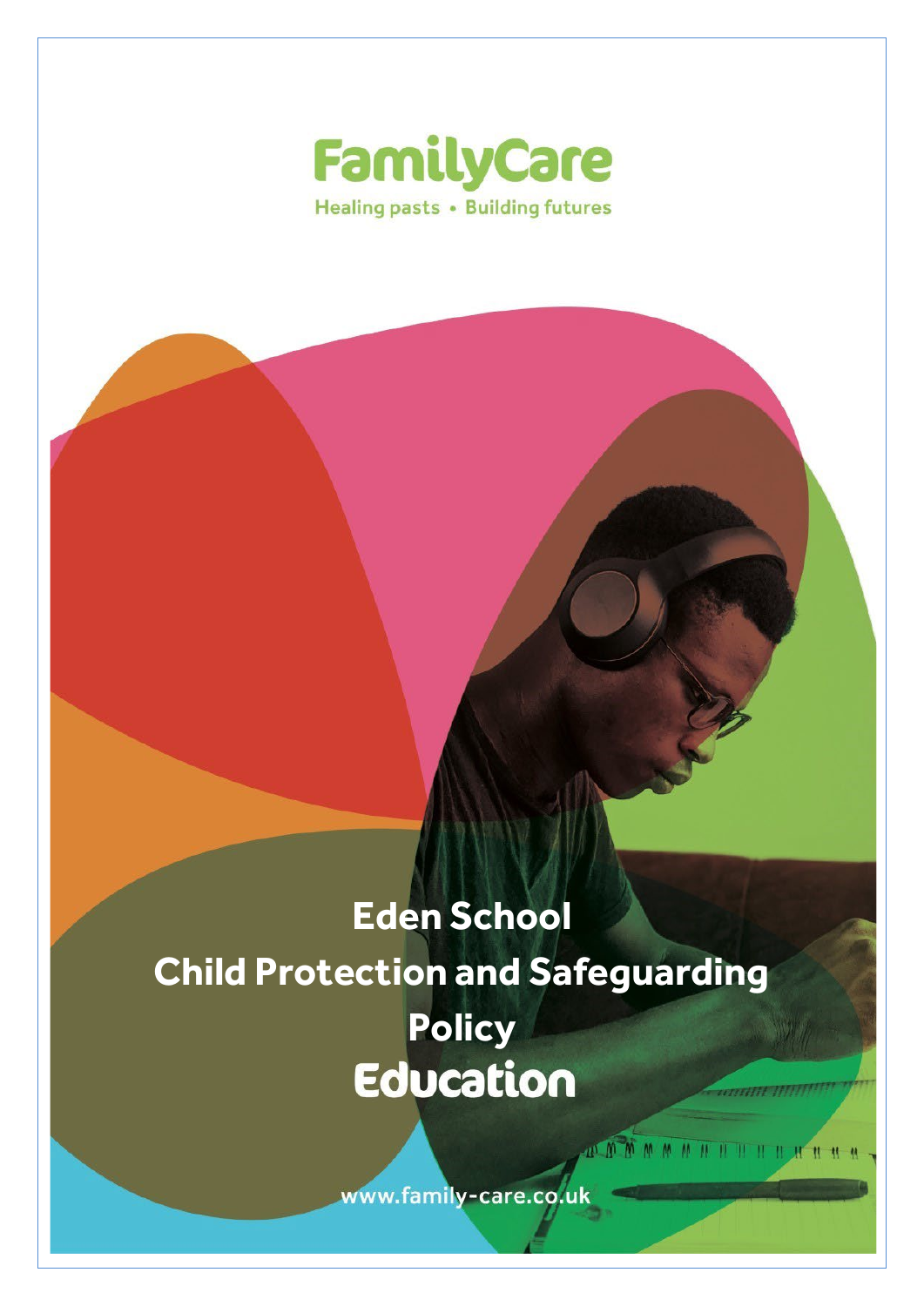# FamilyCare

Healing pasts • Building futures

# Eden School Child Protection and Safeguarding Policy

## Education

www.family-care.co.uk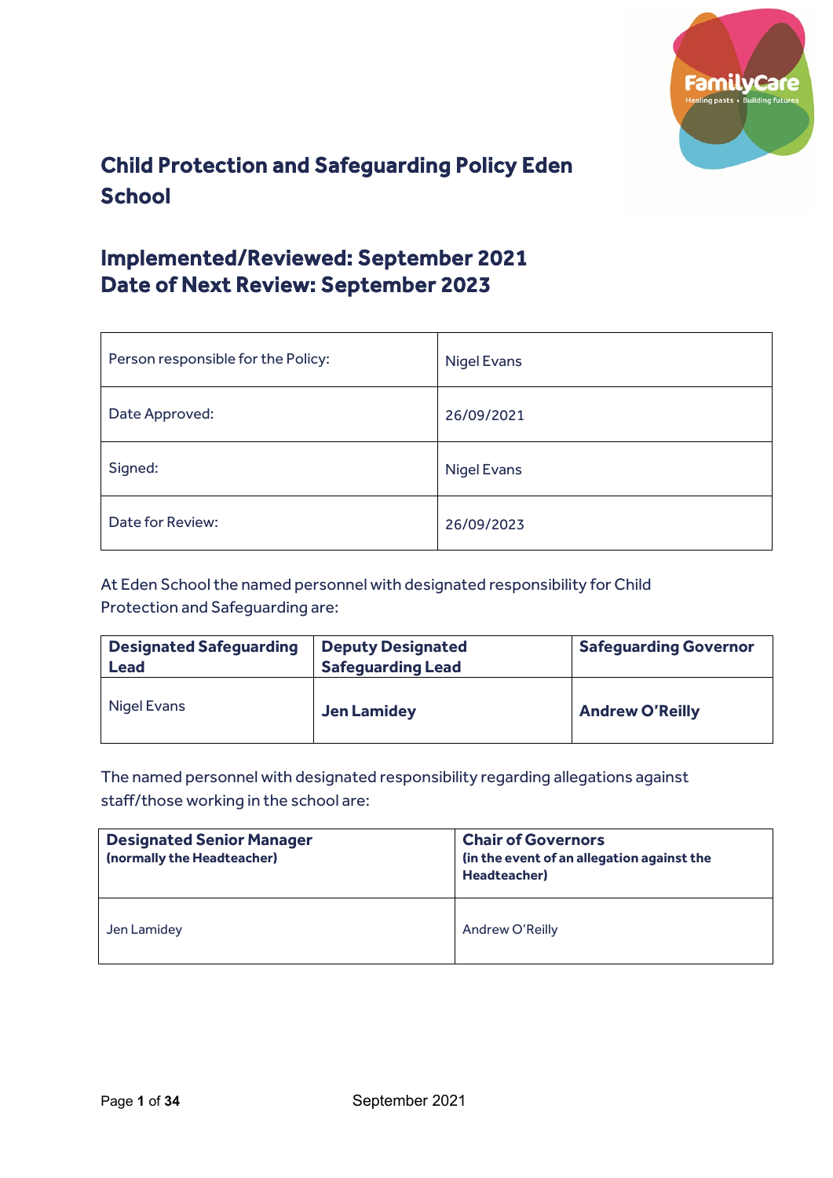# Child Protection and Safeguarding Policy Eden School

## Implemented/Reviewed: September 2021
## Date of Next Review: September 2023

| Person responsible for the Policy: | Nigel Evans |
|---|---|
| Date Approved: | 26/09/2021 |
| Signed: | Nigel Evans |
| Date for Review: | 26/09/2023 |

At Eden School the named personnel with designated responsibility for Child Protection and Safeguarding are:

| **Designated Safeguarding Lead** | **Deputy Designated Safeguarding Lead** | **Safeguarding Governor** |
|---|---|---|
| Nigel Evans | **Jen Lamidey** | **Andrew O'Reilly** |

The named personnel with designated responsibility regarding allegations against staff/those working in the school are:

| **Designated Senior Manager** **(normally the Headteacher)** | **Chair of Governors** **(in the event of an allegation against the Headteacher)** |
|---|---|
| Jen Lamidey | Andrew O'Reilly |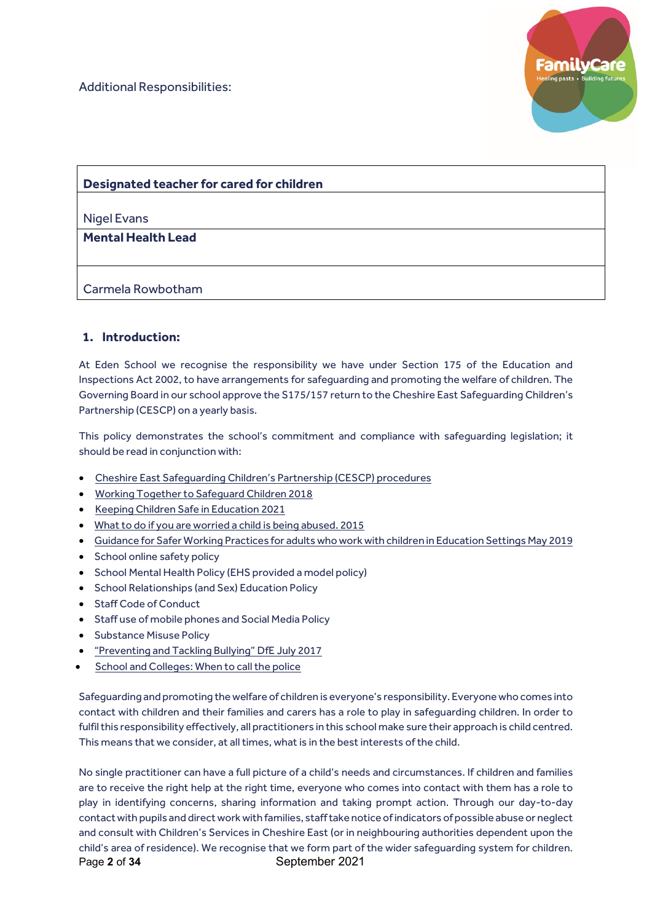Additional Responsibilities:

| Designated teacher for cared for children |
| --- |
| Nigel Evans |
| **Mental Health Lead** |
| Carmela Rowbotham |

## 1. Introduction:

At Eden School we recognise the responsibility we have under Section 175 of the Education and Inspections Act 2002, to have arrangements for safeguarding and promoting the welfare of children. The Governing Board in our school approve the S175/157 return to the Cheshire East Safeguarding Children's Partnership (CESCP) on a yearly basis.

This policy demonstrates the school's commitment and compliance with safeguarding legislation; it should be read in conjunction with:

- Cheshire East Safeguarding Children's Partnership (CESCP) procedures
- Working Together to Safeguard Children 2018
- Keeping Children Safe in Education 2021
- What to do if you are worried a child is being abused. 2015
- Guidance for Safer Working Practices for adults who work with children in Education Settings May 2019
- School online safety policy
- School Mental Health Policy (EHS provided a model policy)
- School Relationships (and Sex) Education Policy
- Staff Code of Conduct
- Staff use of mobile phones and Social Media Policy
- Substance Misuse Policy
- "Preventing and Tackling Bullying" DfE July 2017
- School and Colleges: When to call the police

Safeguarding and promoting the welfare of children is everyone's responsibility. Everyone who comes into contact with children and their families and carers has a role to play in safeguarding children. In order to fulfil this responsibility effectively, all practitioners in this school make sure their approach is child centred. This means that we consider, at all times, what is in the best interests of the child.

No single practitioner can have a full picture of a child's needs and circumstances. If children and families are to receive the right help at the right time, everyone who comes into contact with them has a role to play in identifying concerns, sharing information and taking prompt action. Through our day-to-day contact with pupils and direct work with families, staff take notice of indicators of possible abuse or neglect and consult with Children's Services in Cheshire East (or in neighbouring authorities dependent upon the child's area of residence). We recognise that we form part of the wider safeguarding system for children.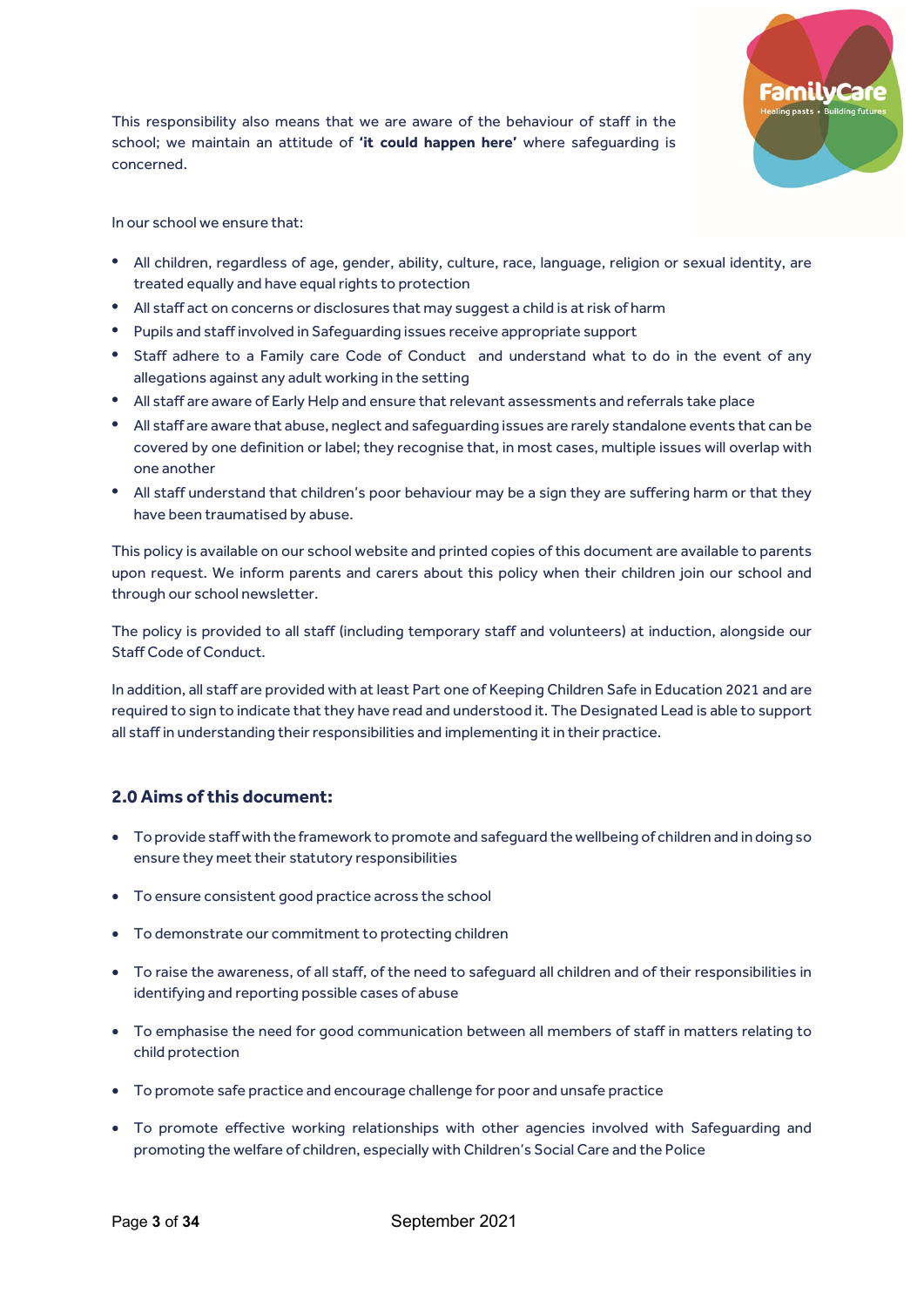This responsibility also means that we are aware of the behaviour of staff in the school; we maintain an attitude of **'it could happen here'** where safeguarding is concerned.

In our school we ensure that:

- All children, regardless of age, gender, ability, culture, race, language, religion or sexual identity, are treated equally and have equal rights to protection
- All staff act on concerns or disclosures that may suggest a child is at risk of harm
- Pupils and staff involved in Safeguarding issues receive appropriate support
- Staff adhere to a Family care Code of Conduct and understand what to do in the event of any allegations against any adult working in the setting
- All staff are aware of Early Help and ensure that relevant assessments and referrals take place
- All staff are aware that abuse, neglect and safeguarding issues are rarely standalone events that can be covered by one definition or label; they recognise that, in most cases, multiple issues will overlap with one another
- All staff understand that children's poor behaviour may be a sign they are suffering harm or that they have been traumatised by abuse.

This policy is available on our school website and printed copies of this document are available to parents upon request. We inform parents and carers about this policy when their children join our school and through our school newsletter.

The policy is provided to all staff (including temporary staff and volunteers) at induction, alongside our Staff Code of Conduct.

In addition, all staff are provided with at least Part one of Keeping Children Safe in Education 2021 and are required to sign to indicate that they have read and understood it. The Designated Lead is able to support all staff in understanding their responsibilities and implementing it in their practice.

## 2.0 Aims of this document:

- To provide staff with the framework to promote and safeguard the wellbeing of children and in doing so ensure they meet their statutory responsibilities
- To ensure consistent good practice across the school
- To demonstrate our commitment to protecting children
- To raise the awareness, of all staff, of the need to safeguard all children and of their responsibilities in identifying and reporting possible cases of abuse
- To emphasise the need for good communication between all members of staff in matters relating to child protection
- To promote safe practice and encourage challenge for poor and unsafe practice
- To promote effective working relationships with other agencies involved with Safeguarding and promoting the welfare of children, especially with Children's Social Care and the Police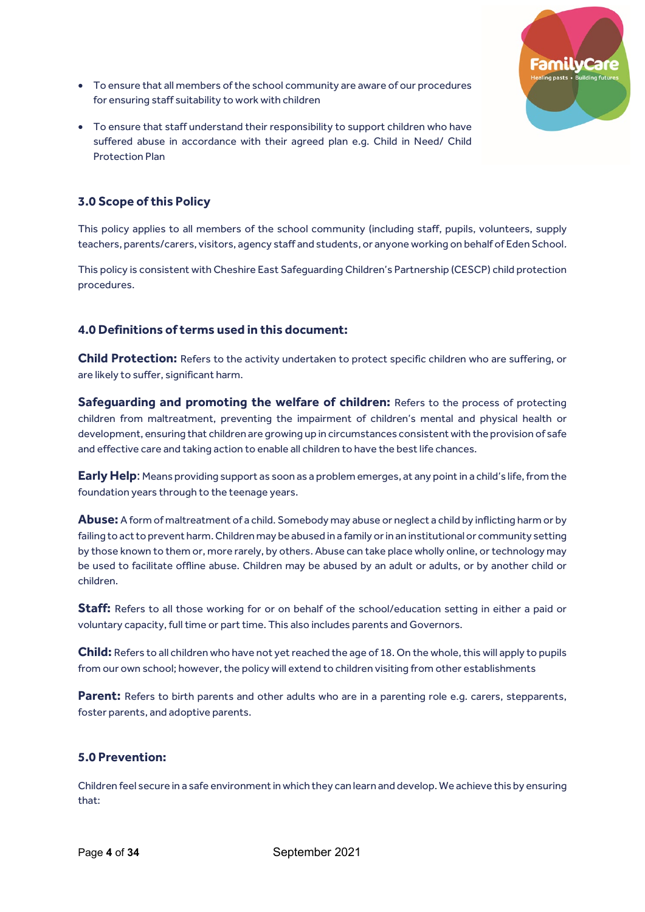- To ensure that all members of the school community are aware of our procedures for ensuring staff suitability to work with children
- To ensure that staff understand their responsibility to support children who have suffered abuse in accordance with their agreed plan e.g. Child in Need/ Child Protection Plan

## 3.0 Scope of this Policy

This policy applies to all members of the school community (including staff, pupils, volunteers, supply teachers, parents/carers, visitors, agency staff and students, or anyone working on behalf of Eden School.

This policy is consistent with Cheshire East Safeguarding Children's Partnership (CESCP) child protection procedures.

## 4.0 Definitions of terms used in this document:

**Child Protection:** Refers to the activity undertaken to protect specific children who are suffering, or are likely to suffer, significant harm.

**Safeguarding and promoting the welfare of children:** Refers to the process of protecting children from maltreatment, preventing the impairment of children's mental and physical health or development, ensuring that children are growing up in circumstances consistent with the provision of safe and effective care and taking action to enable all children to have the best life chances.

**Early Help**: Means providing support as soon as a problem emerges, at any point in a child's life, from the foundation years through to the teenage years.

**Abuse:** A form of maltreatment of a child. Somebody may abuse or neglect a child by inflicting harm or by failing to act to prevent harm. Children may be abused in a family or in an institutional or community setting by those known to them or, more rarely, by others. Abuse can take place wholly online, or technology may be used to facilitate offline abuse. Children may be abused by an adult or adults, or by another child or children.

**Staff:** Refers to all those working for or on behalf of the school/education setting in either a paid or voluntary capacity, full time or part time. This also includes parents and Governors.

**Child:** Refers to all children who have not yet reached the age of 18. On the whole, this will apply to pupils from our own school; however, the policy will extend to children visiting from other establishments

**Parent:** Refers to birth parents and other adults who are in a parenting role e.g. carers, stepparents, foster parents, and adoptive parents.

## 5.0 Prevention:

Children feel secure in a safe environment in which they can learn and develop. We achieve this by ensuring that: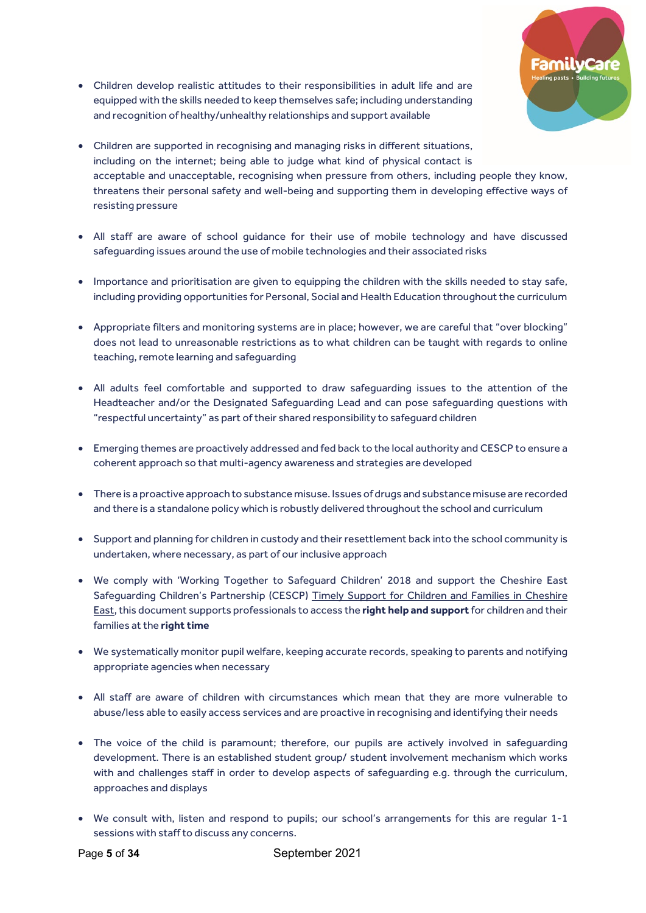- Children develop realistic attitudes to their responsibilities in adult life and are equipped with the skills needed to keep themselves safe; including understanding and recognition of healthy/unhealthy relationships and support available

- Children are supported in recognising and managing risks in different situations, including on the internet; being able to judge what kind of physical contact is acceptable and unacceptable, recognising when pressure from others, including people they know, threatens their personal safety and well-being and supporting them in developing effective ways of resisting pressure

- All staff are aware of school guidance for their use of mobile technology and have discussed safeguarding issues around the use of mobile technologies and their associated risks

- Importance and prioritisation are given to equipping the children with the skills needed to stay safe, including providing opportunities for Personal, Social and Health Education throughout the curriculum

- Appropriate filters and monitoring systems are in place; however, we are careful that "over blocking" does not lead to unreasonable restrictions as to what children can be taught with regards to online teaching, remote learning and safeguarding

- All adults feel comfortable and supported to draw safeguarding issues to the attention of the Headteacher and/or the Designated Safeguarding Lead and can pose safeguarding questions with "respectful uncertainty" as part of their shared responsibility to safeguard children

- Emerging themes are proactively addressed and fed back to the local authority and CESCP to ensure a coherent approach so that multi-agency awareness and strategies are developed

- There is a proactive approach to substance misuse. Issues of drugs and substance misuse are recorded and there is a standalone policy which is robustly delivered throughout the school and curriculum

- Support and planning for children in custody and their resettlement back into the school community is undertaken, where necessary, as part of our inclusive approach

- We comply with 'Working Together to Safeguard Children' 2018 and support the Cheshire East Safeguarding Children's Partnership (CESCP) Timely Support for Children and Families in Cheshire East, this document supports professionals to access the **right help and support** for children and their families at the **right time**

- We systematically monitor pupil welfare, keeping accurate records, speaking to parents and notifying appropriate agencies when necessary

- All staff are aware of children with circumstances which mean that they are more vulnerable to abuse/less able to easily access services and are proactive in recognising and identifying their needs

- The voice of the child is paramount; therefore, our pupils are actively involved in safeguarding development. There is an established student group/ student involvement mechanism which works with and challenges staff in order to develop aspects of safeguarding e.g. through the curriculum, approaches and displays

- We consult with, listen and respond to pupils; our school's arrangements for this are regular 1-1 sessions with staff to discuss any concerns.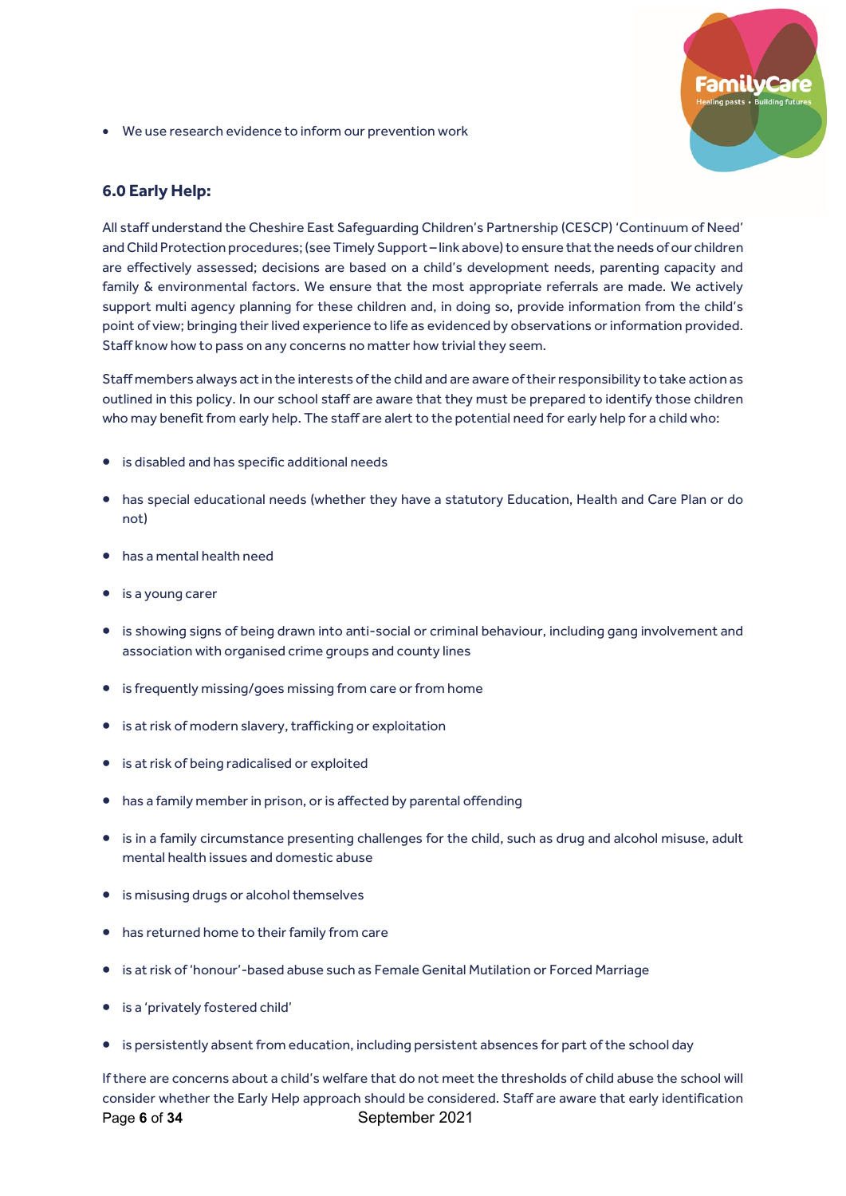- We use research evidence to inform our prevention work

## 6.0 Early Help:

All staff understand the Cheshire East Safeguarding Children's Partnership (CESCP) 'Continuum of Need' and Child Protection procedures; (see Timely Support – link above) to ensure that the needs of our children are effectively assessed; decisions are based on a child's development needs, parenting capacity and family & environmental factors. We ensure that the most appropriate referrals are made. We actively support multi agency planning for these children and, in doing so, provide information from the child's point of view; bringing their lived experience to life as evidenced by observations or information provided. Staff know how to pass on any concerns no matter how trivial they seem.

Staff members always act in the interests of the child and are aware of their responsibility to take action as outlined in this policy. In our school staff are aware that they must be prepared to identify those children who may benefit from early help. The staff are alert to the potential need for early help for a child who:

- is disabled and has specific additional needs
- has special educational needs (whether they have a statutory Education, Health and Care Plan or do not)
- has a mental health need
- is a young carer
- is showing signs of being drawn into anti-social or criminal behaviour, including gang involvement and association with organised crime groups and county lines
- is frequently missing/goes missing from care or from home
- is at risk of modern slavery, trafficking or exploitation
- is at risk of being radicalised or exploited
- has a family member in prison, or is affected by parental offending
- is in a family circumstance presenting challenges for the child, such as drug and alcohol misuse, adult mental health issues and domestic abuse
- is misusing drugs or alcohol themselves
- has returned home to their family from care
- is at risk of 'honour'-based abuse such as Female Genital Mutilation or Forced Marriage
- is a 'privately fostered child'
- is persistently absent from education, including persistent absences for part of the school day

If there are concerns about a child's welfare that do not meet the thresholds of child abuse the school will consider whether the Early Help approach should be considered. Staff are aware that early identification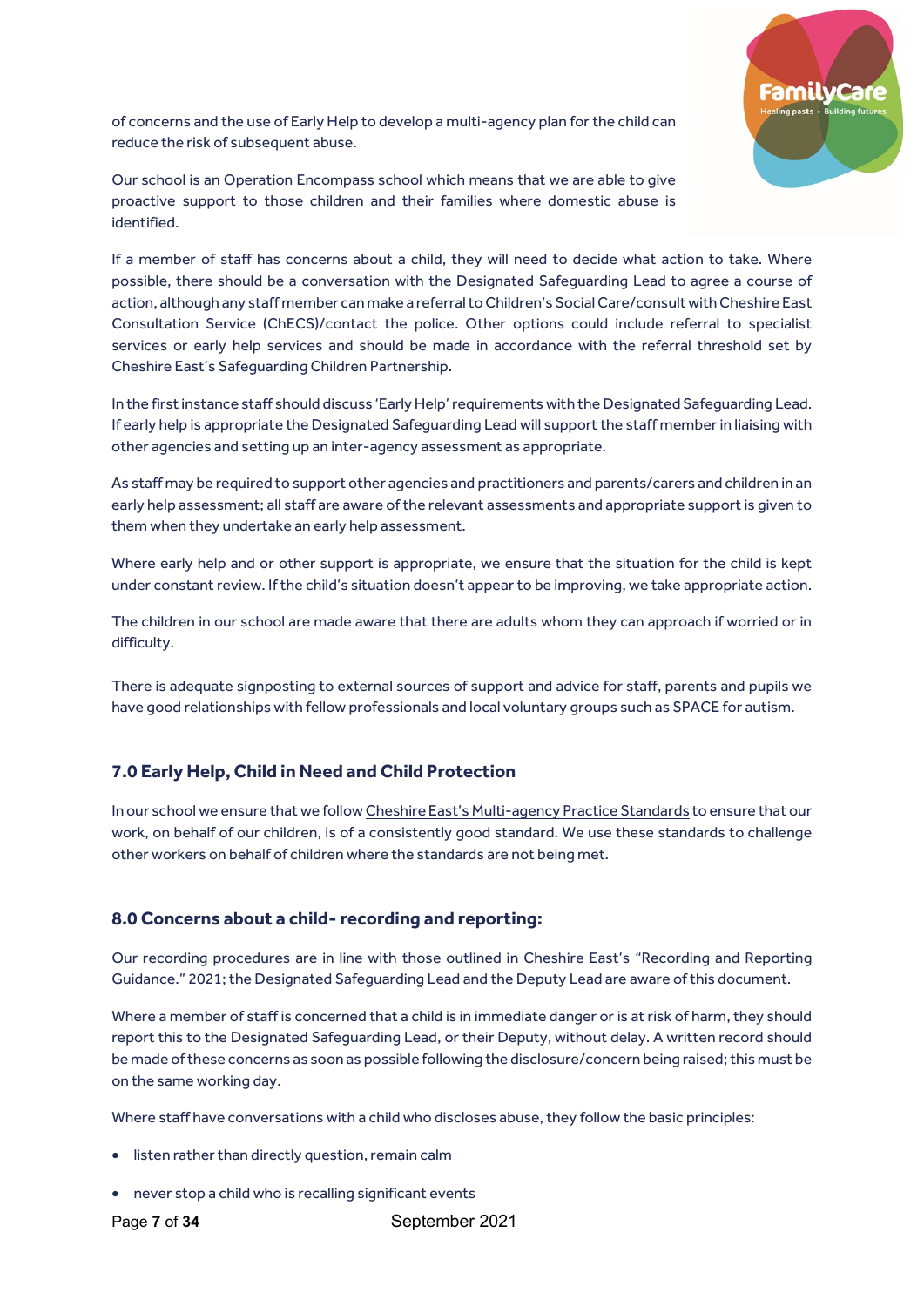of concerns and the use of Early Help to develop a multi-agency plan for the child can reduce the risk of subsequent abuse.

Our school is an Operation Encompass school which means that we are able to give proactive support to those children and their families where domestic abuse is identified.

If a member of staff has concerns about a child, they will need to decide what action to take. Where possible, there should be a conversation with the Designated Safeguarding Lead to agree a course of action, although any staff member can make a referral to Children's Social Care/consult with Cheshire East Consultation Service (ChECS)/contact the police. Other options could include referral to specialist services or early help services and should be made in accordance with the referral threshold set by Cheshire East's Safeguarding Children Partnership.

In the first instance staff should discuss 'Early Help' requirements with the Designated Safeguarding Lead. If early help is appropriate the Designated Safeguarding Lead will support the staff member in liaising with other agencies and setting up an inter-agency assessment as appropriate.

As staff may be required to support other agencies and practitioners and parents/carers and children in an early help assessment; all staff are aware of the relevant assessments and appropriate support is given to them when they undertake an early help assessment.

Where early help and or other support is appropriate, we ensure that the situation for the child is kept under constant review. If the child's situation doesn't appear to be improving, we take appropriate action.

The children in our school are made aware that there are adults whom they can approach if worried or in difficulty.

There is adequate signposting to external sources of support and advice for staff, parents and pupils we have good relationships with fellow professionals and local voluntary groups such as SPACE for autism.

## 7.0 Early Help, Child in Need and Child Protection

In our school we ensure that we follow Cheshire East's Multi-agency Practice Standards to ensure that our work, on behalf of our children, is of a consistently good standard. We use these standards to challenge other workers on behalf of children where the standards are not being met.

## 8.0 Concerns about a child- recording and reporting:

Our recording procedures are in line with those outlined in Cheshire East's "Recording and Reporting Guidance." 2021; the Designated Safeguarding Lead and the Deputy Lead are aware of this document.

Where a member of staff is concerned that a child is in immediate danger or is at risk of harm, they should report this to the Designated Safeguarding Lead, or their Deputy, without delay. A written record should be made of these concerns as soon as possible following the disclosure/concern being raised; this must be on the same working day.

Where staff have conversations with a child who discloses abuse, they follow the basic principles:

- listen rather than directly question, remain calm
- never stop a child who is recalling significant events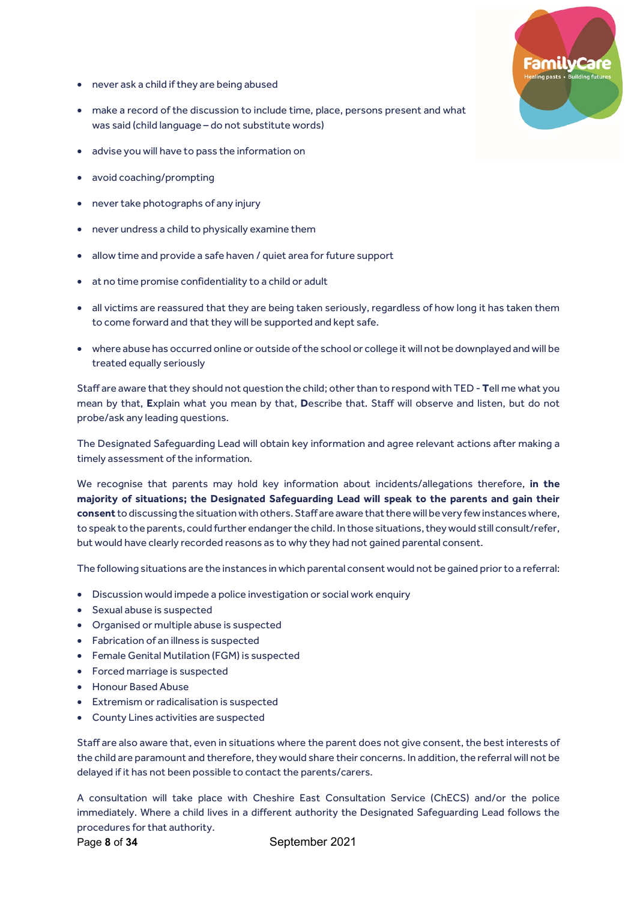- never ask a child if they are being abused
- make a record of the discussion to include time, place, persons present and what was said (child language – do not substitute words)
- advise you will have to pass the information on
- avoid coaching/prompting
- never take photographs of any injury
- never undress a child to physically examine them
- allow time and provide a safe haven / quiet area for future support
- at no time promise confidentiality to a child or adult
- all victims are reassured that they are being taken seriously, regardless of how long it has taken them to come forward and that they will be supported and kept safe.
- where abuse has occurred online or outside of the school or college it will not be downplayed and will be treated equally seriously

Staff are aware that they should not question the child; other than to respond with TED - **T**ell me what you mean by that, **E**xplain what you mean by that, **D**escribe that. Staff will observe and listen, but do not probe/ask any leading questions.

The Designated Safeguarding Lead will obtain key information and agree relevant actions after making a timely assessment of the information.

We recognise that parents may hold key information about incidents/allegations therefore, **in the majority of situations; the Designated Safeguarding Lead will speak to the parents and gain their consent** to discussing the situation with others. Staff are aware that there will be very few instances where, to speak to the parents, could further endanger the child. In those situations, they would still consult/refer, but would have clearly recorded reasons as to why they had not gained parental consent.

The following situations are the instances in which parental consent would not be gained prior to a referral:

- Discussion would impede a police investigation or social work enquiry
- Sexual abuse is suspected
- Organised or multiple abuse is suspected
- Fabrication of an illness is suspected
- Female Genital Mutilation (FGM) is suspected
- Forced marriage is suspected
- Honour Based Abuse
- Extremism or radicalisation is suspected
- County Lines activities are suspected

Staff are also aware that, even in situations where the parent does not give consent, the best interests of the child are paramount and therefore, they would share their concerns. In addition, the referral will not be delayed if it has not been possible to contact the parents/carers.

A consultation will take place with Cheshire East Consultation Service (ChECS) and/or the police immediately. Where a child lives in a different authority the Designated Safeguarding Lead follows the procedures for that authority.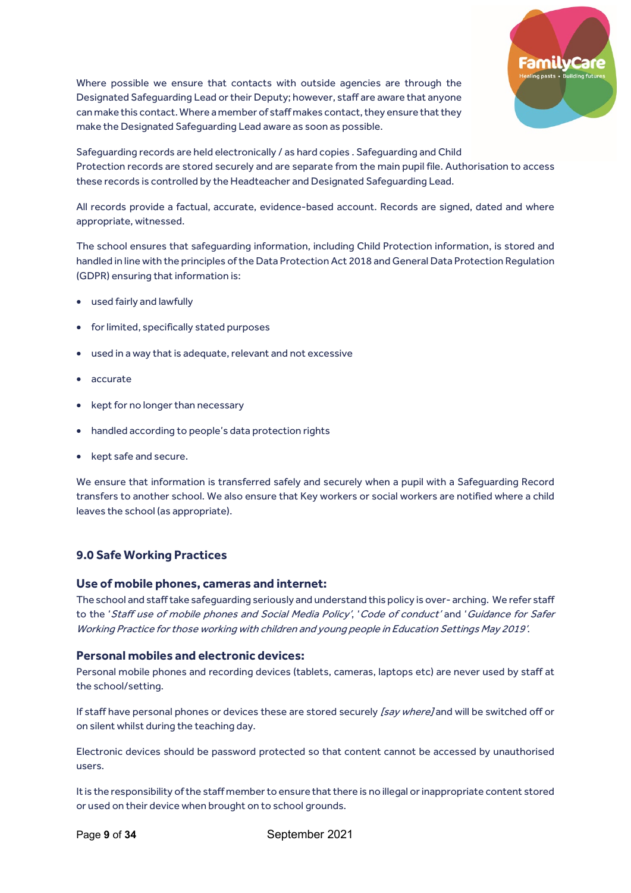Where possible we ensure that contacts with outside agencies are through the Designated Safeguarding Lead or their Deputy; however, staff are aware that anyone can make this contact. Where a member of staff makes contact, they ensure that they make the Designated Safeguarding Lead aware as soon as possible.

Safeguarding records are held electronically / as hard copies . Safeguarding and Child Protection records are stored securely and are separate from the main pupil file. Authorisation to access these records is controlled by the Headteacher and Designated Safeguarding Lead.

All records provide a factual, accurate, evidence-based account. Records are signed, dated and where appropriate, witnessed.

The school ensures that safeguarding information, including Child Protection information, is stored and handled in line with the principles of the Data Protection Act 2018 and General Data Protection Regulation (GDPR) ensuring that information is:

- used fairly and lawfully
- for limited, specifically stated purposes
- used in a way that is adequate, relevant and not excessive
- accurate
- kept for no longer than necessary
- handled according to people's data protection rights
- kept safe and secure.

We ensure that information is transferred safely and securely when a pupil with a Safeguarding Record transfers to another school. We also ensure that Key workers or social workers are notified where a child leaves the school (as appropriate).

## 9.0 Safe Working Practices

### Use of mobile phones, cameras and internet:

The school and staff take safeguarding seriously and understand this policy is over- arching. We refer staff to the '*Staff use of mobile phones and Social Media Policy*', '*Code of conduct*' and '*Guidance for Safer Working Practice for those working with children and young people in Education Settings May 2019*'.

### Personal mobiles and electronic devices:

Personal mobile phones and recording devices (tablets, cameras, laptops etc) are never used by staff at the school/setting.

If staff have personal phones or devices these are stored securely *[say where]* and will be switched off or on silent whilst during the teaching day.

Electronic devices should be password protected so that content cannot be accessed by unauthorised users.

It is the responsibility of the staff member to ensure that there is no illegal or inappropriate content stored or used on their device when brought on to school grounds.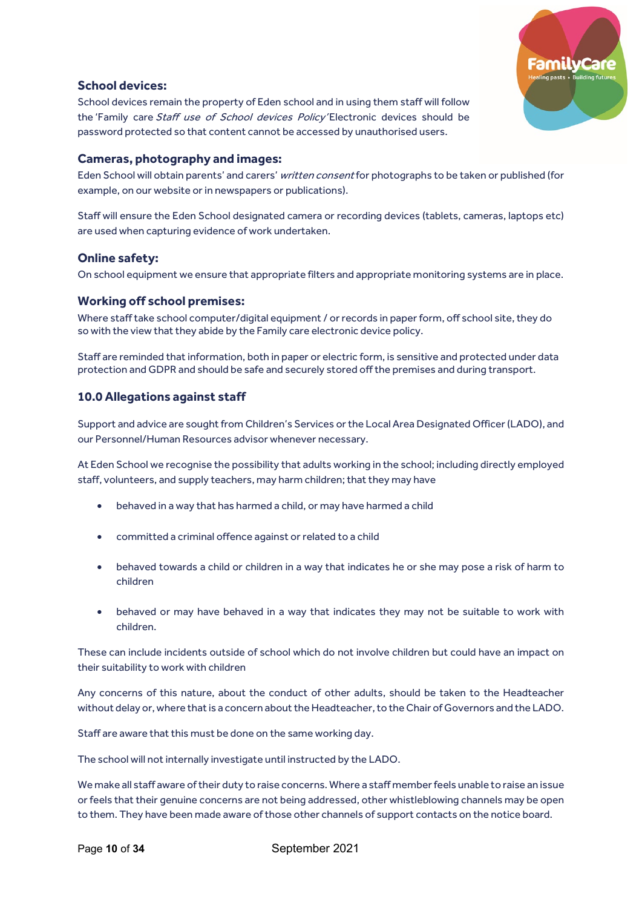### School devices:

School devices remain the property of Eden school and in using them staff will follow the 'Family care *Staff use of School devices Policy'* Electronic devices should be password protected so that content cannot be accessed by unauthorised users.

### Cameras, photography and images:

Eden School will obtain parents' and carers' *written consent* for photographs to be taken or published (for example, on our website or in newspapers or publications).

Staff will ensure the Eden School designated camera or recording devices (tablets, cameras, laptops etc) are used when capturing evidence of work undertaken.

### Online safety:

On school equipment we ensure that appropriate filters and appropriate monitoring systems are in place.

### Working off school premises:

Where staff take school computer/digital equipment / or records in paper form, off school site, they do so with the view that they abide by the Family care electronic device policy.

Staff are reminded that information, both in paper or electric form, is sensitive and protected under data protection and GDPR and should be safe and securely stored off the premises and during transport.

## 10.0 Allegations against staff

Support and advice are sought from Children's Services or the Local Area Designated Officer (LADO), and our Personnel/Human Resources advisor whenever necessary.

At Eden School we recognise the possibility that adults working in the school; including directly employed staff, volunteers, and supply teachers, may harm children; that they may have

- behaved in a way that has harmed a child, or may have harmed a child
- committed a criminal offence against or related to a child
- behaved towards a child or children in a way that indicates he or she may pose a risk of harm to children
- behaved or may have behaved in a way that indicates they may not be suitable to work with children.

These can include incidents outside of school which do not involve children but could have an impact on their suitability to work with children

Any concerns of this nature, about the conduct of other adults, should be taken to the Headteacher without delay or, where that is a concern about the Headteacher, to the Chair of Governors and the LADO.

Staff are aware that this must be done on the same working day.

The school will not internally investigate until instructed by the LADO.

We make all staff aware of their duty to raise concerns. Where a staff member feels unable to raise an issue or feels that their genuine concerns are not being addressed, other whistleblowing channels may be open to them. They have been made aware of those other channels of support contacts on the notice board.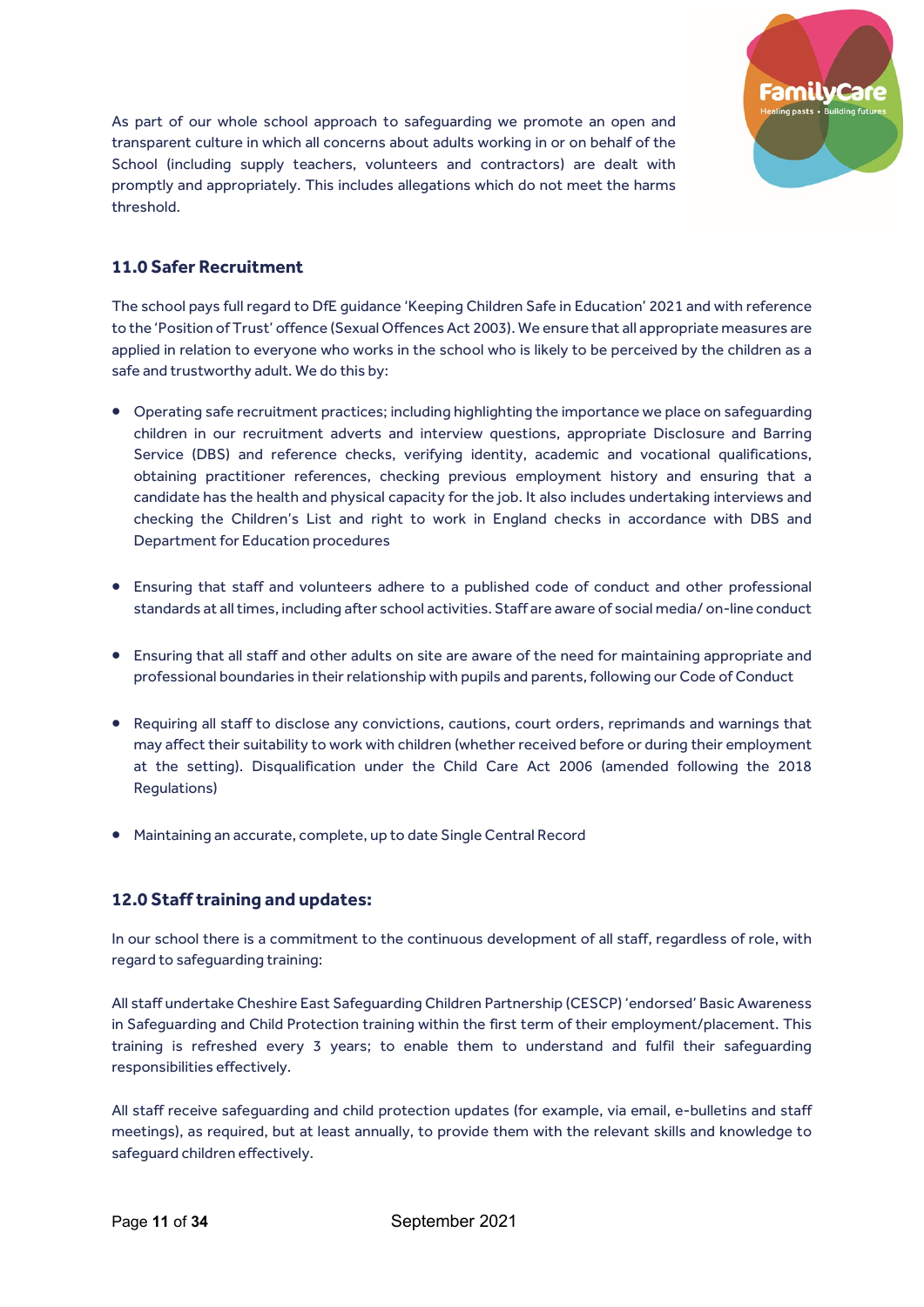As part of our whole school approach to safeguarding we promote an open and transparent culture in which all concerns about adults working in or on behalf of the School (including supply teachers, volunteers and contractors) are dealt with promptly and appropriately. This includes allegations which do not meet the harms threshold.

## 11.0 Safer Recruitment

The school pays full regard to DfE guidance 'Keeping Children Safe in Education' 2021 and with reference to the 'Position of Trust' offence (Sexual Offences Act 2003). We ensure that all appropriate measures are applied in relation to everyone who works in the school who is likely to be perceived by the children as a safe and trustworthy adult. We do this by:

- Operating safe recruitment practices; including highlighting the importance we place on safeguarding children in our recruitment adverts and interview questions, appropriate Disclosure and Barring Service (DBS) and reference checks, verifying identity, academic and vocational qualifications, obtaining practitioner references, checking previous employment history and ensuring that a candidate has the health and physical capacity for the job. It also includes undertaking interviews and checking the Children's List and right to work in England checks in accordance with DBS and Department for Education procedures

- Ensuring that staff and volunteers adhere to a published code of conduct and other professional standards at all times, including after school activities. Staff are aware of social media/ on-line conduct

- Ensuring that all staff and other adults on site are aware of the need for maintaining appropriate and professional boundaries in their relationship with pupils and parents, following our Code of Conduct

- Requiring all staff to disclose any convictions, cautions, court orders, reprimands and warnings that may affect their suitability to work with children (whether received before or during their employment at the setting). Disqualification under the Child Care Act 2006 (amended following the 2018 Regulations)

- Maintaining an accurate, complete, up to date Single Central Record

## 12.0 Staff training and updates:

In our school there is a commitment to the continuous development of all staff, regardless of role, with regard to safeguarding training:

All staff undertake Cheshire East Safeguarding Children Partnership (CESCP) 'endorsed' Basic Awareness in Safeguarding and Child Protection training within the first term of their employment/placement. This training is refreshed every 3 years; to enable them to understand and fulfil their safeguarding responsibilities effectively.

All staff receive safeguarding and child protection updates (for example, via email, e-bulletins and staff meetings), as required, but at least annually, to provide them with the relevant skills and knowledge to safeguard children effectively.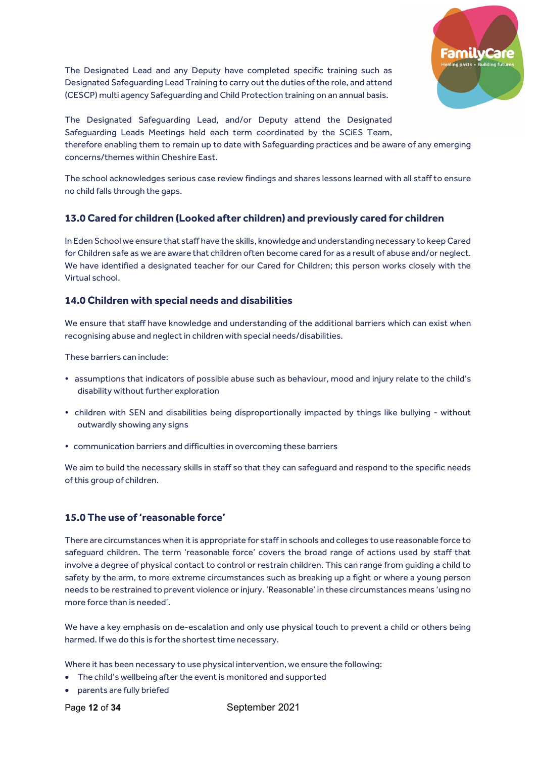The Designated Lead and any Deputy have completed specific training such as Designated Safeguarding Lead Training to carry out the duties of the role, and attend (CESCP) multi agency Safeguarding and Child Protection training on an annual basis.

The Designated Safeguarding Lead, and/or Deputy attend the Designated Safeguarding Leads Meetings held each term coordinated by the SCiES Team, therefore enabling them to remain up to date with Safeguarding practices and be aware of any emerging concerns/themes within Cheshire East.

The school acknowledges serious case review findings and shares lessons learned with all staff to ensure no child falls through the gaps.

## 13.0 Cared for children (Looked after children) and previously cared for children

In Eden School we ensure that staff have the skills, knowledge and understanding necessary to keep Cared for Children safe as we are aware that children often become cared for as a result of abuse and/or neglect. We have identified a designated teacher for our Cared for Children; this person works closely with the Virtual school.

## 14.0 Children with special needs and disabilities

We ensure that staff have knowledge and understanding of the additional barriers which can exist when recognising abuse and neglect in children with special needs/disabilities.

These barriers can include:

- assumptions that indicators of possible abuse such as behaviour, mood and injury relate to the child's disability without further exploration
- children with SEN and disabilities being disproportionally impacted by things like bullying - without outwardly showing any signs
- communication barriers and difficulties in overcoming these barriers

We aim to build the necessary skills in staff so that they can safeguard and respond to the specific needs of this group of children.

## 15.0 The use of 'reasonable force'

There are circumstances when it is appropriate for staff in schools and colleges to use reasonable force to safeguard children. The term 'reasonable force' covers the broad range of actions used by staff that involve a degree of physical contact to control or restrain children. This can range from guiding a child to safety by the arm, to more extreme circumstances such as breaking up a fight or where a young person needs to be restrained to prevent violence or injury. 'Reasonable' in these circumstances means 'using no more force than is needed'.

We have a key emphasis on de-escalation and only use physical touch to prevent a child or others being harmed. If we do this is for the shortest time necessary.

Where it has been necessary to use physical intervention, we ensure the following:

- The child's wellbeing after the event is monitored and supported
- parents are fully briefed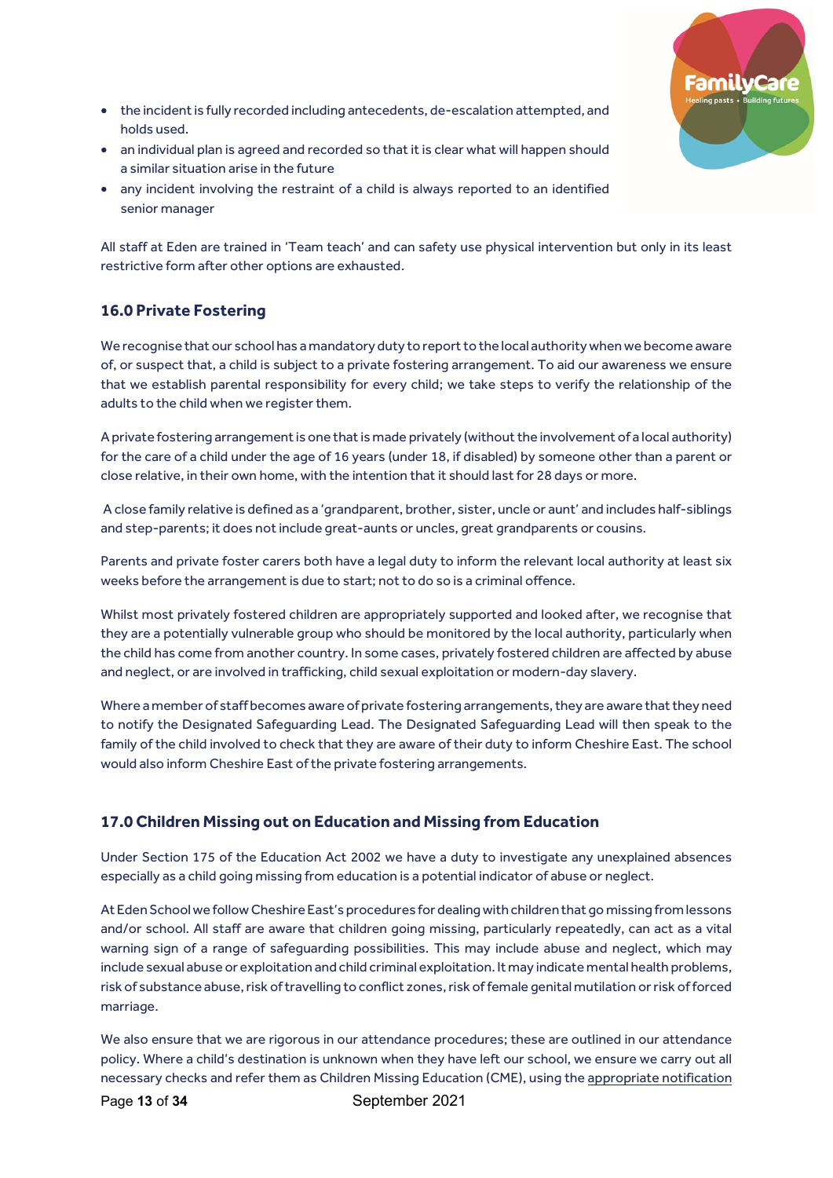- the incident is fully recorded including antecedents, de-escalation attempted, and holds used.
- an individual plan is agreed and recorded so that it is clear what will happen should a similar situation arise in the future
- any incident involving the restraint of a child is always reported to an identified senior manager

All staff at Eden are trained in 'Team teach' and can safety use physical intervention but only in its least restrictive form after other options are exhausted.

### 16.0 Private Fostering

We recognise that our school has a mandatory duty to report to the local authority when we become aware of, or suspect that, a child is subject to a private fostering arrangement. To aid our awareness we ensure that we establish parental responsibility for every child; we take steps to verify the relationship of the adults to the child when we register them.

A private fostering arrangement is one that is made privately (without the involvement of a local authority) for the care of a child under the age of 16 years (under 18, if disabled) by someone other than a parent or close relative, in their own home, with the intention that it should last for 28 days or more.

A close family relative is defined as a 'grandparent, brother, sister, uncle or aunt' and includes half-siblings and step-parents; it does not include great-aunts or uncles, great grandparents or cousins.

Parents and private foster carers both have a legal duty to inform the relevant local authority at least six weeks before the arrangement is due to start; not to do so is a criminal offence.

Whilst most privately fostered children are appropriately supported and looked after, we recognise that they are a potentially vulnerable group who should be monitored by the local authority, particularly when the child has come from another country. In some cases, privately fostered children are affected by abuse and neglect, or are involved in trafficking, child sexual exploitation or modern-day slavery.

Where a member of staff becomes aware of private fostering arrangements, they are aware that they need to notify the Designated Safeguarding Lead. The Designated Safeguarding Lead will then speak to the family of the child involved to check that they are aware of their duty to inform Cheshire East. The school would also inform Cheshire East of the private fostering arrangements.

### 17.0 Children Missing out on Education and Missing from Education

Under Section 175 of the Education Act 2002 we have a duty to investigate any unexplained absences especially as a child going missing from education is a potential indicator of abuse or neglect.

At Eden School we follow Cheshire East's procedures for dealing with children that go missing from lessons and/or school. All staff are aware that children going missing, particularly repeatedly, can act as a vital warning sign of a range of safeguarding possibilities. This may include abuse and neglect, which may include sexual abuse or exploitation and child criminal exploitation. It may indicate mental health problems, risk of substance abuse, risk of travelling to conflict zones, risk of female genital mutilation or risk of forced marriage.

We also ensure that we are rigorous in our attendance procedures; these are outlined in our attendance policy. Where a child's destination is unknown when they have left our school, we ensure we carry out all necessary checks and refer them as Children Missing Education (CME), using the appropriate notification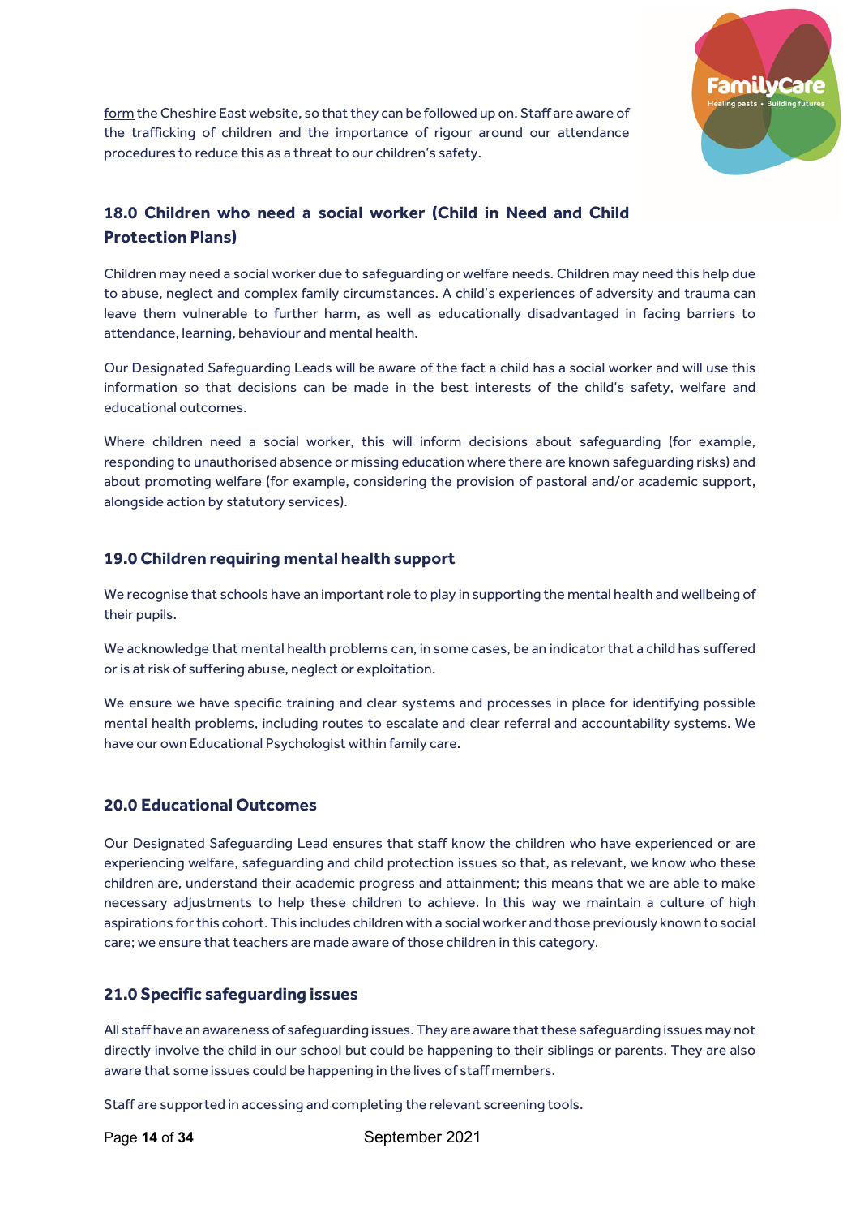form the Cheshire East website, so that they can be followed up on. Staff are aware of the trafficking of children and the importance of rigour around our attendance procedures to reduce this as a threat to our children's safety.

## 18.0 Children who need a social worker (Child in Need and Child Protection Plans)

Children may need a social worker due to safeguarding or welfare needs. Children may need this help due to abuse, neglect and complex family circumstances. A child's experiences of adversity and trauma can leave them vulnerable to further harm, as well as educationally disadvantaged in facing barriers to attendance, learning, behaviour and mental health.

Our Designated Safeguarding Leads will be aware of the fact a child has a social worker and will use this information so that decisions can be made in the best interests of the child's safety, welfare and educational outcomes.

Where children need a social worker, this will inform decisions about safeguarding (for example, responding to unauthorised absence or missing education where there are known safeguarding risks) and about promoting welfare (for example, considering the provision of pastoral and/or academic support, alongside action by statutory services).

## 19.0 Children requiring mental health support

We recognise that schools have an important role to play in supporting the mental health and wellbeing of their pupils.

We acknowledge that mental health problems can, in some cases, be an indicator that a child has suffered or is at risk of suffering abuse, neglect or exploitation.

We ensure we have specific training and clear systems and processes in place for identifying possible mental health problems, including routes to escalate and clear referral and accountability systems. We have our own Educational Psychologist within family care.

## 20.0 Educational Outcomes

Our Designated Safeguarding Lead ensures that staff know the children who have experienced or are experiencing welfare, safeguarding and child protection issues so that, as relevant, we know who these children are, understand their academic progress and attainment; this means that we are able to make necessary adjustments to help these children to achieve. In this way we maintain a culture of high aspirations for this cohort. This includes children with a social worker and those previously known to social care; we ensure that teachers are made aware of those children in this category.

## 21.0 Specific safeguarding issues

All staff have an awareness of safeguarding issues. They are aware that these safeguarding issues may not directly involve the child in our school but could be happening to their siblings or parents. They are also aware that some issues could be happening in the lives of staff members.

Staff are supported in accessing and completing the relevant screening tools.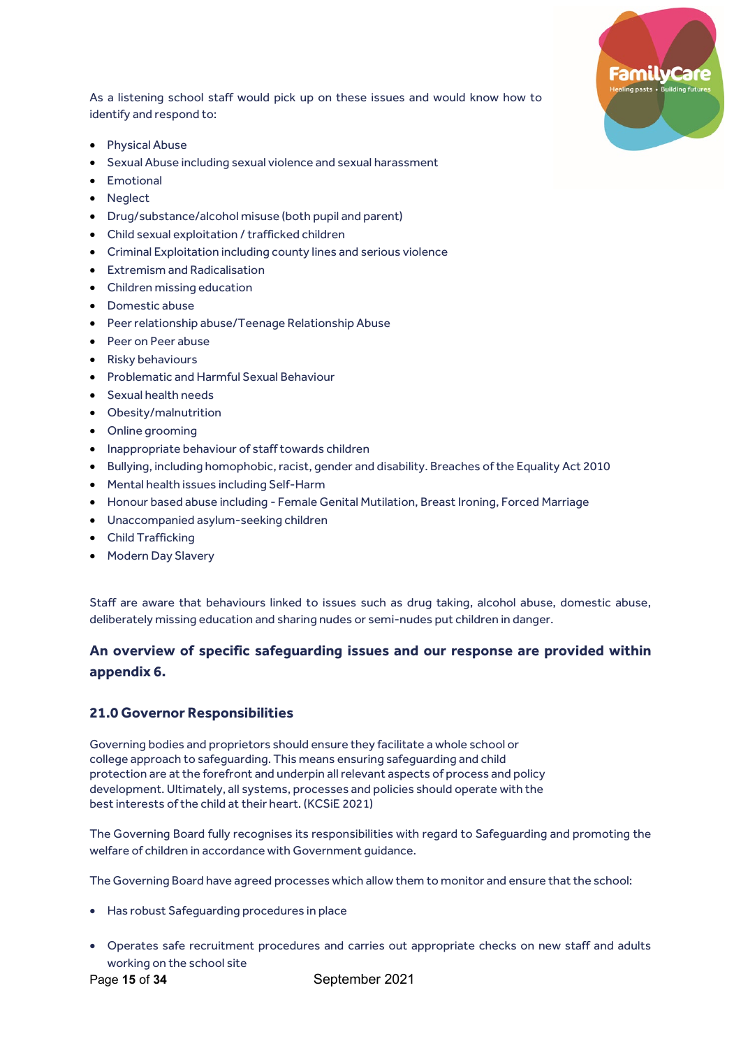As a listening school staff would pick up on these issues and would know how to identify and respond to:

- Physical Abuse
- Sexual Abuse including sexual violence and sexual harassment
- Emotional
- Neglect
- Drug/substance/alcohol misuse (both pupil and parent)
- Child sexual exploitation / trafficked children
- Criminal Exploitation including county lines and serious violence
- Extremism and Radicalisation
- Children missing education
- Domestic abuse
- Peer relationship abuse/Teenage Relationship Abuse
- Peer on Peer abuse
- Risky behaviours
- Problematic and Harmful Sexual Behaviour
- Sexual health needs
- Obesity/malnutrition
- Online grooming
- Inappropriate behaviour of staff towards children
- Bullying, including homophobic, racist, gender and disability. Breaches of the Equality Act 2010
- Mental health issues including Self-Harm
- Honour based abuse including - Female Genital Mutilation, Breast Ironing, Forced Marriage
- Unaccompanied asylum-seeking children
- Child Trafficking
- Modern Day Slavery

Staff are aware that behaviours linked to issues such as drug taking, alcohol abuse, domestic abuse, deliberately missing education and sharing nudes or semi-nudes put children in danger.

**An overview of specific safeguarding issues and our response are provided within appendix 6.**

### 21.0 Governor Responsibilities

Governing bodies and proprietors should ensure they facilitate a whole school or college approach to safeguarding. This means ensuring safeguarding and child protection are at the forefront and underpin all relevant aspects of process and policy development. Ultimately, all systems, processes and policies should operate with the best interests of the child at their heart. (KCSiE 2021)

The Governing Board fully recognises its responsibilities with regard to Safeguarding and promoting the welfare of children in accordance with Government guidance.

The Governing Board have agreed processes which allow them to monitor and ensure that the school:

- Has robust Safeguarding procedures in place
- Operates safe recruitment procedures and carries out appropriate checks on new staff and adults working on the school site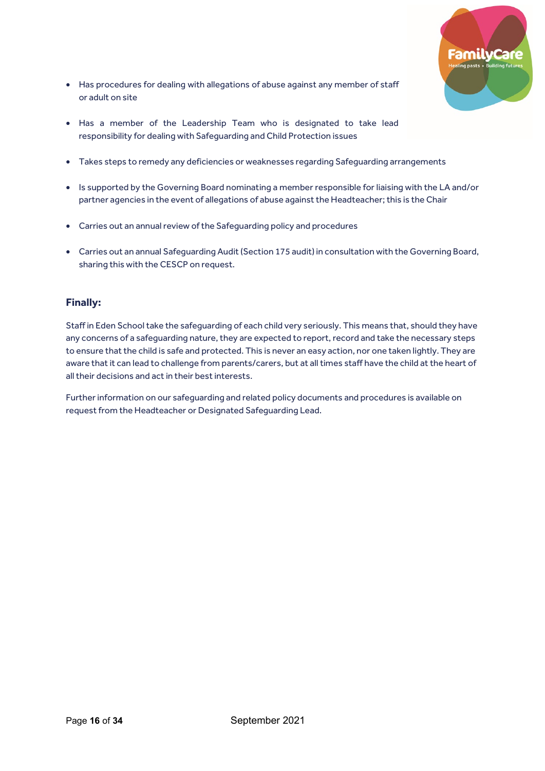- Has procedures for dealing with allegations of abuse against any member of staff or adult on site
- Has a member of the Leadership Team who is designated to take lead responsibility for dealing with Safeguarding and Child Protection issues
- Takes steps to remedy any deficiencies or weaknesses regarding Safeguarding arrangements
- Is supported by the Governing Board nominating a member responsible for liaising with the LA and/or partner agencies in the event of allegations of abuse against the Headteacher; this is the Chair
- Carries out an annual review of the Safeguarding policy and procedures
- Carries out an annual Safeguarding Audit (Section 175 audit) in consultation with the Governing Board, sharing this with the CESCP on request.

### Finally:

Staff in Eden School take the safeguarding of each child very seriously. This means that, should they have any concerns of a safeguarding nature, they are expected to report, record and take the necessary steps to ensure that the child is safe and protected. This is never an easy action, nor one taken lightly. They are aware that it can lead to challenge from parents/carers, but at all times staff have the child at the heart of all their decisions and act in their best interests.

Further information on our safeguarding and related policy documents and procedures is available on request from the Headteacher or Designated Safeguarding Lead.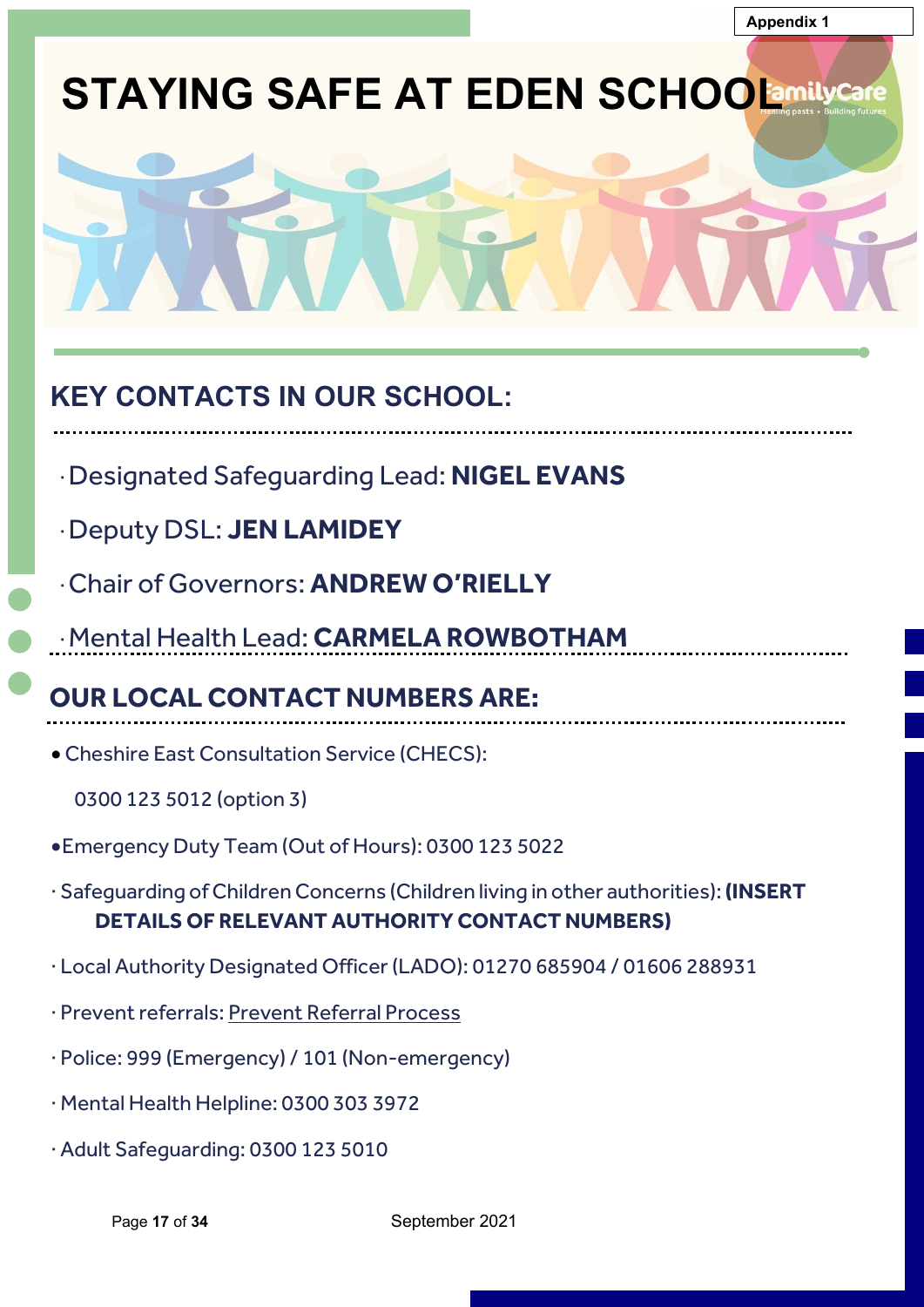Appendix 1

# STAYING SAFE AT EDEN SCHOOL

## KEY CONTACTS IN OUR SCHOOL:

- Designated Safeguarding Lead: **NIGEL EVANS**
- Deputy DSL: **JEN LAMIDEY**
- Chair of Governors: **ANDREW O'RIELLY**
- Mental Health Lead: **CARMELA ROWBOTHAM**

## OUR LOCAL CONTACT NUMBERS ARE:

- Cheshire East Consultation Service (CHECS):

  0300 123 5012 (option 3)
- Emergency Duty Team (Out of Hours): 0300 123 5022
- Safeguarding of Children Concerns (Children living in other authorities): **(INSERT DETAILS OF RELEVANT AUTHORITY CONTACT NUMBERS)**
- Local Authority Designated Officer (LADO): 01270 685904 / 01606 288931
- Prevent referrals: Prevent Referral Process
- Police: 999 (Emergency) / 101 (Non-emergency)
- Mental Health Helpline: 0300 303 3972
- Adult Safeguarding: 0300 123 5010

September 2021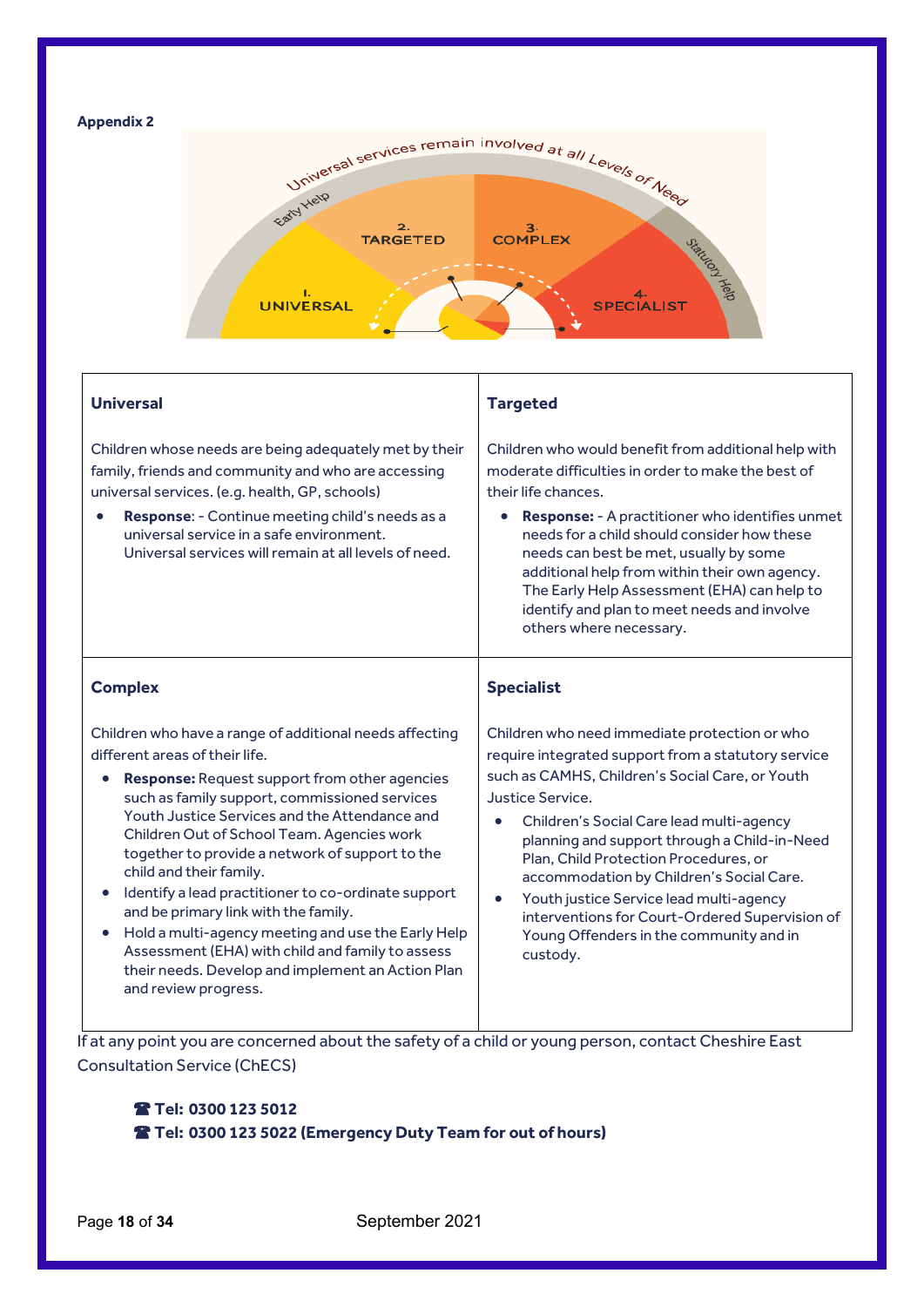**Appendix 2**

Universal services remain involved at all Levels of Need

Early Help

Statutory Help

1. UNIVERSAL

2. TARGETED

3. COMPLEX

4. SPECIALIST

| **Universal** | **Targeted** |
|---|---|
| Children whose needs are being adequately met by their family, friends and community and who are accessing universal services. (e.g. health, GP, schools)<br>• **Response**: - Continue meeting child's needs as a universal service in a safe environment. Universal services will remain at all levels of need. | Children who would benefit from additional help with moderate difficulties in order to make the best of their life chances.<br>• **Response:** - A practitioner who identifies unmet needs for a child should consider how these needs can best be met, usually by some additional help from within their own agency. The Early Help Assessment (EHA) can help to identify and plan to meet needs and involve others where necessary. |
| **Complex** | **Specialist** |
| Children who have a range of additional needs affecting different areas of their life.<br>• **Response:** Request support from other agencies such as family support, commissioned services Youth Justice Services and the Attendance and Children Out of School Team. Agencies work together to provide a network of support to the child and their family.<br>• Identify a lead practitioner to co-ordinate support and be primary link with the family.<br>• Hold a multi-agency meeting and use the Early Help Assessment (EHA) with child and family to assess their needs. Develop and implement an Action Plan and review progress. | Children who need immediate protection or who require integrated support from a statutory service such as CAMHS, Children's Social Care, or Youth Justice Service.<br>• Children's Social Care lead multi-agency planning and support through a Child-in-Need Plan, Child Protection Procedures, or accommodation by Children's Social Care.<br>• Youth justice Service lead multi-agency interventions for Court-Ordered Supervision of Young Offenders in the community and in custody. |

If at any point you are concerned about the safety of a child or young person, contact Cheshire East Consultation Service (ChECS)

☎ **Tel: 0300 123 5012**
☎ **Tel: 0300 123 5022 (Emergency Duty Team for out of hours)**

September 2021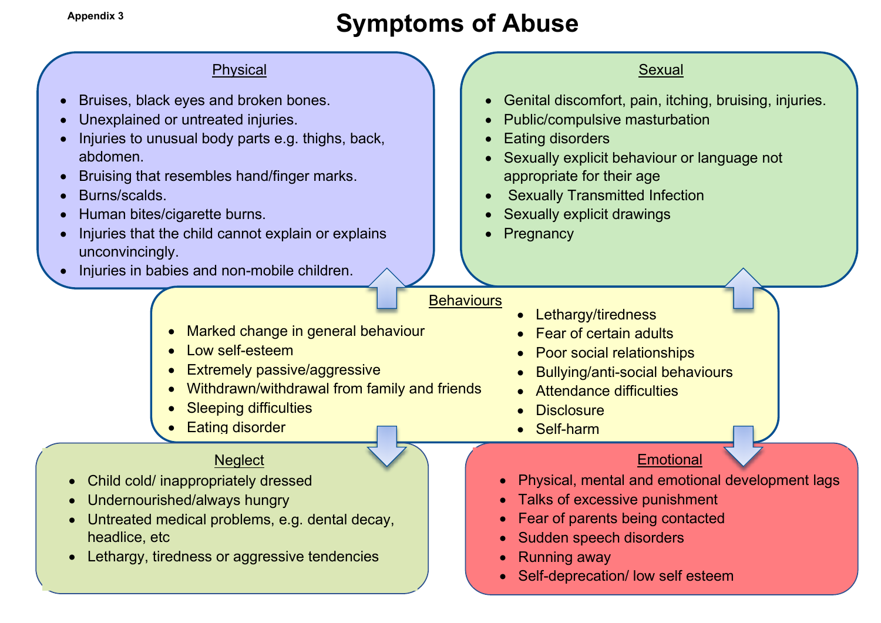Appendix 3

# Symptoms of Abuse

## Physical

- Bruises, black eyes and broken bones.
- Unexplained or untreated injuries.
- Injuries to unusual body parts e.g. thighs, back, abdomen.
- Bruising that resembles hand/finger marks.
- Burns/scalds.
- Human bites/cigarette burns.
- Injuries that the child cannot explain or explains unconvincingly.
- Injuries in babies and non-mobile children.

## Sexual

- Genital discomfort, pain, itching, bruising, injuries.
- Public/compulsive masturbation
- Eating disorders
- Sexually explicit behaviour or language not appropriate for their age
- Sexually Transmitted Infection
- Sexually explicit drawings
- Pregnancy

## Behaviours

- Marked change in general behaviour
- Low self-esteem
- Extremely passive/aggressive
- Withdrawn/withdrawal from family and friends
- Sleeping difficulties
- Eating disorder
- Lethargy/tiredness
- Fear of certain adults
- Poor social relationships
- Bullying/anti-social behaviours
- Attendance difficulties
- Disclosure
- Self-harm

## Neglect

- Child cold/ inappropriately dressed
- Undernourished/always hungry
- Untreated medical problems, e.g. dental decay, headlice, etc
- Lethargy, tiredness or aggressive tendencies

## Emotional

- Physical, mental and emotional development lags
- Talks of excessive punishment
- Fear of parents being contacted
- Sudden speech disorders
- Running away
- Self-deprecation/ low self esteem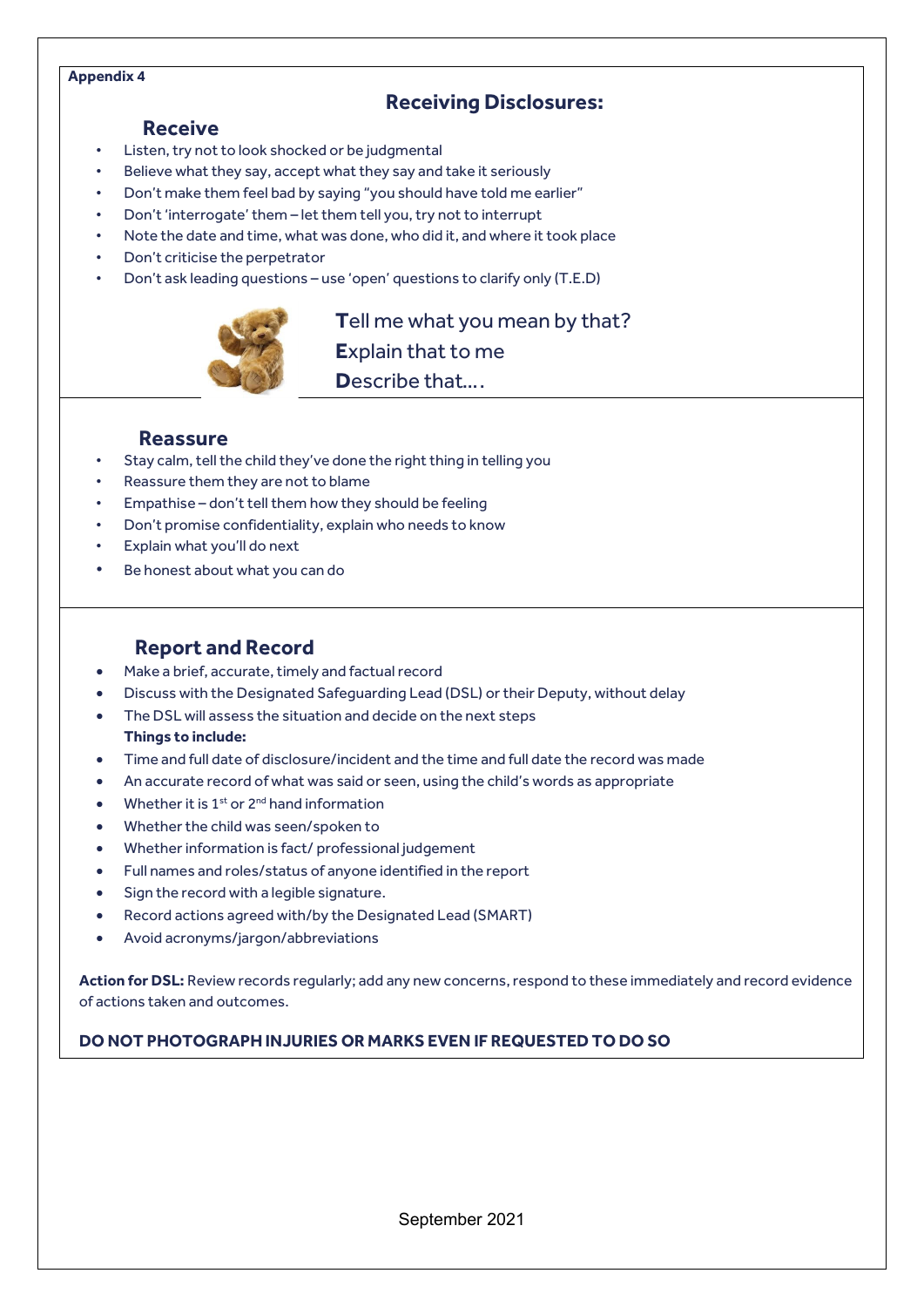**Appendix 4**

## Receiving Disclosures:

### Receive

- Listen, try not to look shocked or be judgmental
- Believe what they say, accept what they say and take it seriously
- Don't make them feel bad by saying "you should have told me earlier"
- Don't 'interrogate' them – let them tell you, try not to interrupt
- Note the date and time, what was done, who did it, and where it took place
- Don't criticise the perpetrator
- Don't ask leading questions – use 'open' questions to clarify only (T.E.D)

**T**ell me what you mean by that?
**E**xplain that to me
**D**escribe that….

### Reassure

- Stay calm, tell the child they've done the right thing in telling you
- Reassure them they are not to blame
- Empathise – don't tell them how they should be feeling
- Don't promise confidentiality, explain who needs to know
- Explain what you'll do next
- Be honest about what you can do

### Report and Record

- Make a brief, accurate, timely and factual record
- Discuss with the Designated Safeguarding Lead (DSL) or their Deputy, without delay
- The DSL will assess the situation and decide on the next steps

**Things to include:**

- Time and full date of disclosure/incident and the time and full date the record was made
- An accurate record of what was said or seen, using the child's words as appropriate
- Whether it is 1st or 2nd hand information
- Whether the child was seen/spoken to
- Whether information is fact/ professional judgement
- Full names and roles/status of anyone identified in the report
- Sign the record with a legible signature.
- Record actions agreed with/by the Designated Lead (SMART)
- Avoid acronyms/jargon/abbreviations

**Action for DSL:** Review records regularly; add any new concerns, respond to these immediately and record evidence of actions taken and outcomes.

**DO NOT PHOTOGRAPH INJURIES OR MARKS EVEN IF REQUESTED TO DO SO**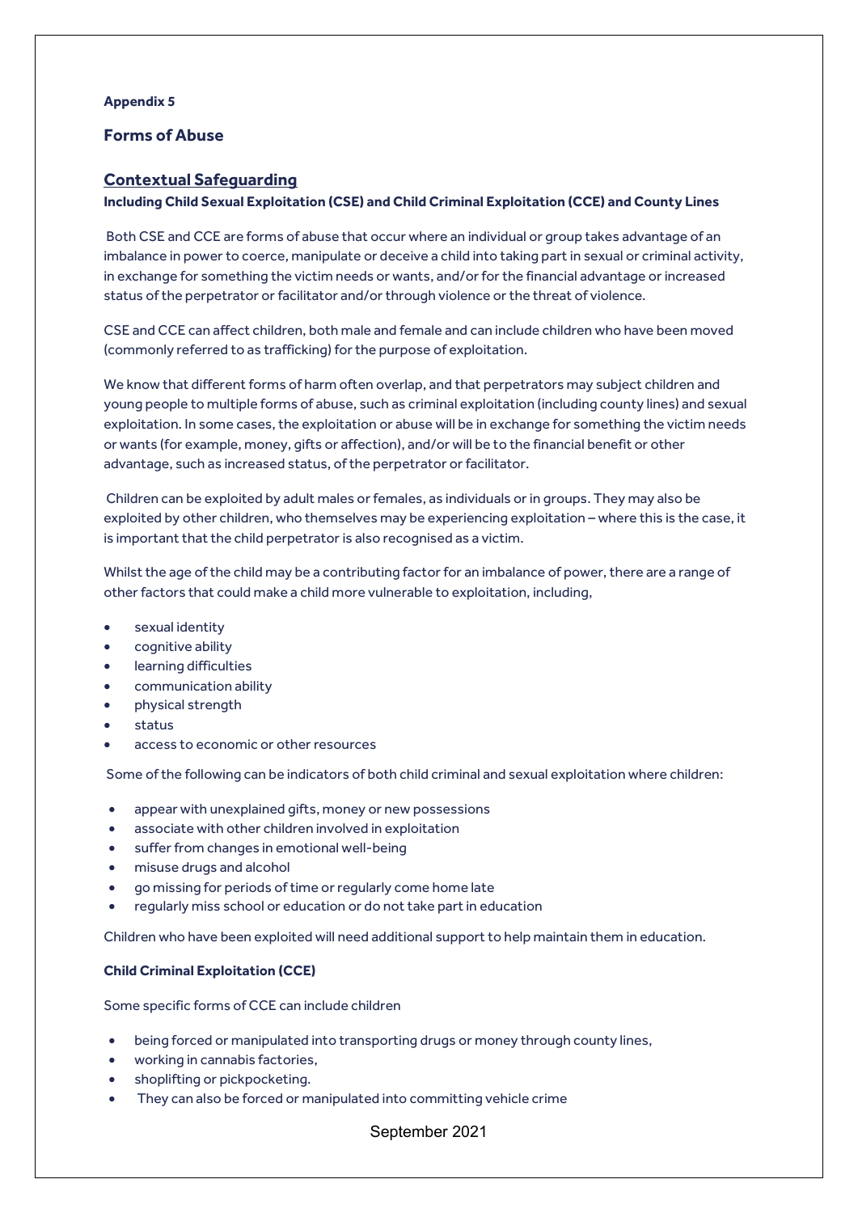**Appendix 5**

## Forms of Abuse

### Contextual Safeguarding

**Including Child Sexual Exploitation (CSE) and Child Criminal Exploitation (CCE) and County Lines**

Both CSE and CCE are forms of abuse that occur where an individual or group takes advantage of an imbalance in power to coerce, manipulate or deceive a child into taking part in sexual or criminal activity, in exchange for something the victim needs or wants, and/or for the financial advantage or increased status of the perpetrator or facilitator and/or through violence or the threat of violence.

CSE and CCE can affect children, both male and female and can include children who have been moved (commonly referred to as trafficking) for the purpose of exploitation.

We know that different forms of harm often overlap, and that perpetrators may subject children and young people to multiple forms of abuse, such as criminal exploitation (including county lines) and sexual exploitation. In some cases, the exploitation or abuse will be in exchange for something the victim needs or wants (for example, money, gifts or affection), and/or will be to the financial benefit or other advantage, such as increased status, of the perpetrator or facilitator.

Children can be exploited by adult males or females, as individuals or in groups. They may also be exploited by other children, who themselves may be experiencing exploitation – where this is the case, it is important that the child perpetrator is also recognised as a victim.

Whilst the age of the child may be a contributing factor for an imbalance of power, there are a range of other factors that could make a child more vulnerable to exploitation, including,

- sexual identity
- cognitive ability
- learning difficulties
- communication ability
- physical strength
- status
- access to economic or other resources

Some of the following can be indicators of both child criminal and sexual exploitation where children:

- appear with unexplained gifts, money or new possessions
- associate with other children involved in exploitation
- suffer from changes in emotional well-being
- misuse drugs and alcohol
- go missing for periods of time or regularly come home late
- regularly miss school or education or do not take part in education

Children who have been exploited will need additional support to help maintain them in education.

**Child Criminal Exploitation (CCE)**

Some specific forms of CCE can include children

- being forced or manipulated into transporting drugs or money through county lines,
- working in cannabis factories,
- shoplifting or pickpocketing.
- They can also be forced or manipulated into committing vehicle crime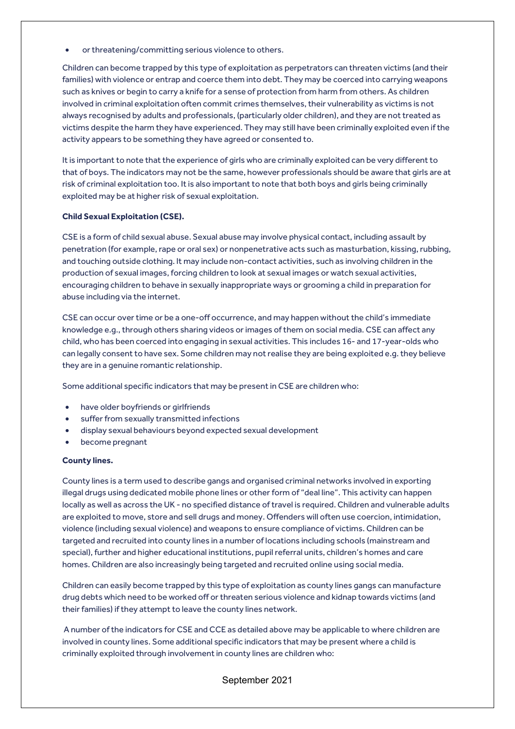- or threatening/committing serious violence to others.

Children can become trapped by this type of exploitation as perpetrators can threaten victims (and their families) with violence or entrap and coerce them into debt. They may be coerced into carrying weapons such as knives or begin to carry a knife for a sense of protection from harm from others. As children involved in criminal exploitation often commit crimes themselves, their vulnerability as victims is not always recognised by adults and professionals, (particularly older children), and they are not treated as victims despite the harm they have experienced. They may still have been criminally exploited even if the activity appears to be something they have agreed or consented to.

It is important to note that the experience of girls who are criminally exploited can be very different to that of boys. The indicators may not be the same, however professionals should be aware that girls are at risk of criminal exploitation too. It is also important to note that both boys and girls being criminally exploited may be at higher risk of sexual exploitation.

**Child Sexual Exploitation (CSE).**

CSE is a form of child sexual abuse. Sexual abuse may involve physical contact, including assault by penetration (for example, rape or oral sex) or nonpenetrative acts such as masturbation, kissing, rubbing, and touching outside clothing. It may include non-contact activities, such as involving children in the production of sexual images, forcing children to look at sexual images or watch sexual activities, encouraging children to behave in sexually inappropriate ways or grooming a child in preparation for abuse including via the internet.

CSE can occur over time or be a one-off occurrence, and may happen without the child's immediate knowledge e.g., through others sharing videos or images of them on social media. CSE can affect any child, who has been coerced into engaging in sexual activities. This includes 16- and 17-year-olds who can legally consent to have sex. Some children may not realise they are being exploited e.g. they believe they are in a genuine romantic relationship.

Some additional specific indicators that may be present in CSE are children who:

- have older boyfriends or girlfriends
- suffer from sexually transmitted infections
- display sexual behaviours beyond expected sexual development
- become pregnant

**County lines.**

County lines is a term used to describe gangs and organised criminal networks involved in exporting illegal drugs using dedicated mobile phone lines or other form of "deal line". This activity can happen locally as well as across the UK - no specified distance of travel is required. Children and vulnerable adults are exploited to move, store and sell drugs and money. Offenders will often use coercion, intimidation, violence (including sexual violence) and weapons to ensure compliance of victims. Children can be targeted and recruited into county lines in a number of locations including schools (mainstream and special), further and higher educational institutions, pupil referral units, children's homes and care homes. Children are also increasingly being targeted and recruited online using social media.

Children can easily become trapped by this type of exploitation as county lines gangs can manufacture drug debts which need to be worked off or threaten serious violence and kidnap towards victims (and their families) if they attempt to leave the county lines network.

A number of the indicators for CSE and CCE as detailed above may be applicable to where children are involved in county lines. Some additional specific indicators that may be present where a child is criminally exploited through involvement in county lines are children who: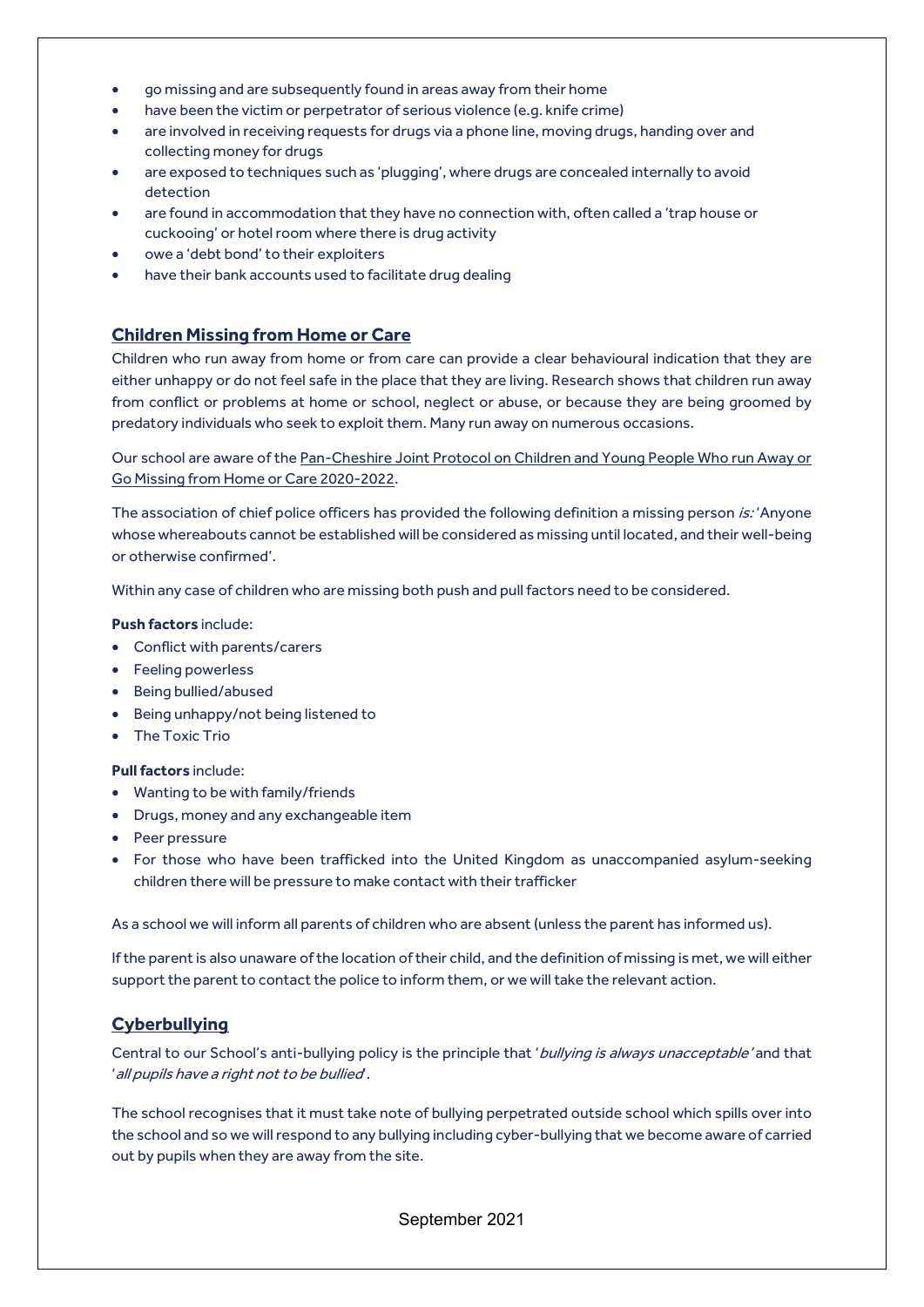- go missing and are subsequently found in areas away from their home
- have been the victim or perpetrator of serious violence (e.g. knife crime)
- are involved in receiving requests for drugs via a phone line, moving drugs, handing over and collecting money for drugs
- are exposed to techniques such as 'plugging', where drugs are concealed internally to avoid detection
- are found in accommodation that they have no connection with, often called a 'trap house or cuckooing' or hotel room where there is drug activity
- owe a 'debt bond' to their exploiters
- have their bank accounts used to facilitate drug dealing

## Children Missing from Home or Care

Children who run away from home or from care can provide a clear behavioural indication that they are either unhappy or do not feel safe in the place that they are living. Research shows that children run away from conflict or problems at home or school, neglect or abuse, or because they are being groomed by predatory individuals who seek to exploit them. Many run away on numerous occasions.

Our school are aware of the Pan-Cheshire Joint Protocol on Children and Young People Who run Away or Go Missing from Home or Care 2020-2022.

The association of chief police officers has provided the following definition a missing person *is:* 'Anyone whose whereabouts cannot be established will be considered as missing until located, and their well-being or otherwise confirmed'.

Within any case of children who are missing both push and pull factors need to be considered.

**Push factors** include:

- Conflict with parents/carers
- Feeling powerless
- Being bullied/abused
- Being unhappy/not being listened to
- The Toxic Trio

**Pull factors** include:

- Wanting to be with family/friends
- Drugs, money and any exchangeable item
- Peer pressure
- For those who have been trafficked into the United Kingdom as unaccompanied asylum-seeking children there will be pressure to make contact with their trafficker

As a school we will inform all parents of children who are absent (unless the parent has informed us).

If the parent is also unaware of the location of their child, and the definition of missing is met, we will either support the parent to contact the police to inform them, or we will take the relevant action.

## Cyberbullying

Central to our School's anti-bullying policy is the principle that '*bullying is always unacceptable*' and that '*all pupils have a right not to be bullied*'.

The school recognises that it must take note of bullying perpetrated outside school which spills over into the school and so we will respond to any bullying including cyber-bullying that we become aware of carried out by pupils when they are away from the site.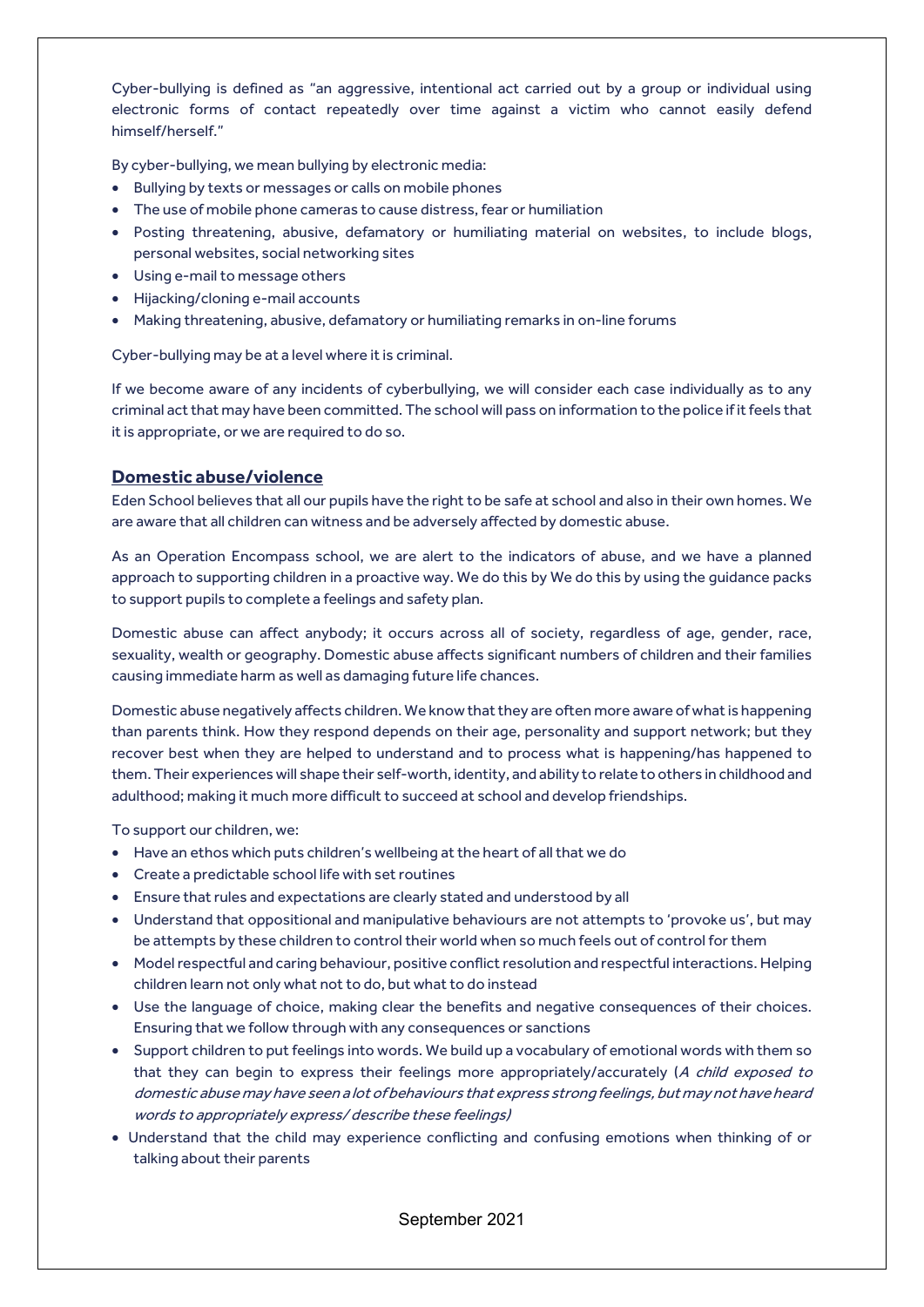Cyber-bullying is defined as "an aggressive, intentional act carried out by a group or individual using electronic forms of contact repeatedly over time against a victim who cannot easily defend himself/herself."

By cyber-bullying, we mean bullying by electronic media:

- Bullying by texts or messages or calls on mobile phones
- The use of mobile phone cameras to cause distress, fear or humiliation
- Posting threatening, abusive, defamatory or humiliating material on websites, to include blogs, personal websites, social networking sites
- Using e-mail to message others
- Hijacking/cloning e-mail accounts
- Making threatening, abusive, defamatory or humiliating remarks in on-line forums

Cyber-bullying may be at a level where it is criminal.

If we become aware of any incidents of cyberbullying, we will consider each case individually as to any criminal act that may have been committed. The school will pass on information to the police if it feels that it is appropriate, or we are required to do so.

## Domestic abuse/violence

Eden School believes that all our pupils have the right to be safe at school and also in their own homes. We are aware that all children can witness and be adversely affected by domestic abuse.

As an Operation Encompass school, we are alert to the indicators of abuse, and we have a planned approach to supporting children in a proactive way. We do this by We do this by using the guidance packs to support pupils to complete a feelings and safety plan.

Domestic abuse can affect anybody; it occurs across all of society, regardless of age, gender, race, sexuality, wealth or geography. Domestic abuse affects significant numbers of children and their families causing immediate harm as well as damaging future life chances.

Domestic abuse negatively affects children. We know that they are often more aware of what is happening than parents think. How they respond depends on their age, personality and support network; but they recover best when they are helped to understand and to process what is happening/has happened to them. Their experiences will shape their self-worth, identity, and ability to relate to others in childhood and adulthood; making it much more difficult to succeed at school and develop friendships.

To support our children, we:

- Have an ethos which puts children's wellbeing at the heart of all that we do
- Create a predictable school life with set routines
- Ensure that rules and expectations are clearly stated and understood by all
- Understand that oppositional and manipulative behaviours are not attempts to 'provoke us', but may be attempts by these children to control their world when so much feels out of control for them
- Model respectful and caring behaviour, positive conflict resolution and respectful interactions. Helping children learn not only what not to do, but what to do instead
- Use the language of choice, making clear the benefits and negative consequences of their choices. Ensuring that we follow through with any consequences or sanctions
- Support children to put feelings into words. We build up a vocabulary of emotional words with them so that they can begin to express their feelings more appropriately/accurately (*A child exposed to domestic abuse may have seen a lot of behaviours that express strong feelings, but may not have heard words to appropriately express/ describe these feelings)*
- Understand that the child may experience conflicting and confusing emotions when thinking of or talking about their parents

September 2021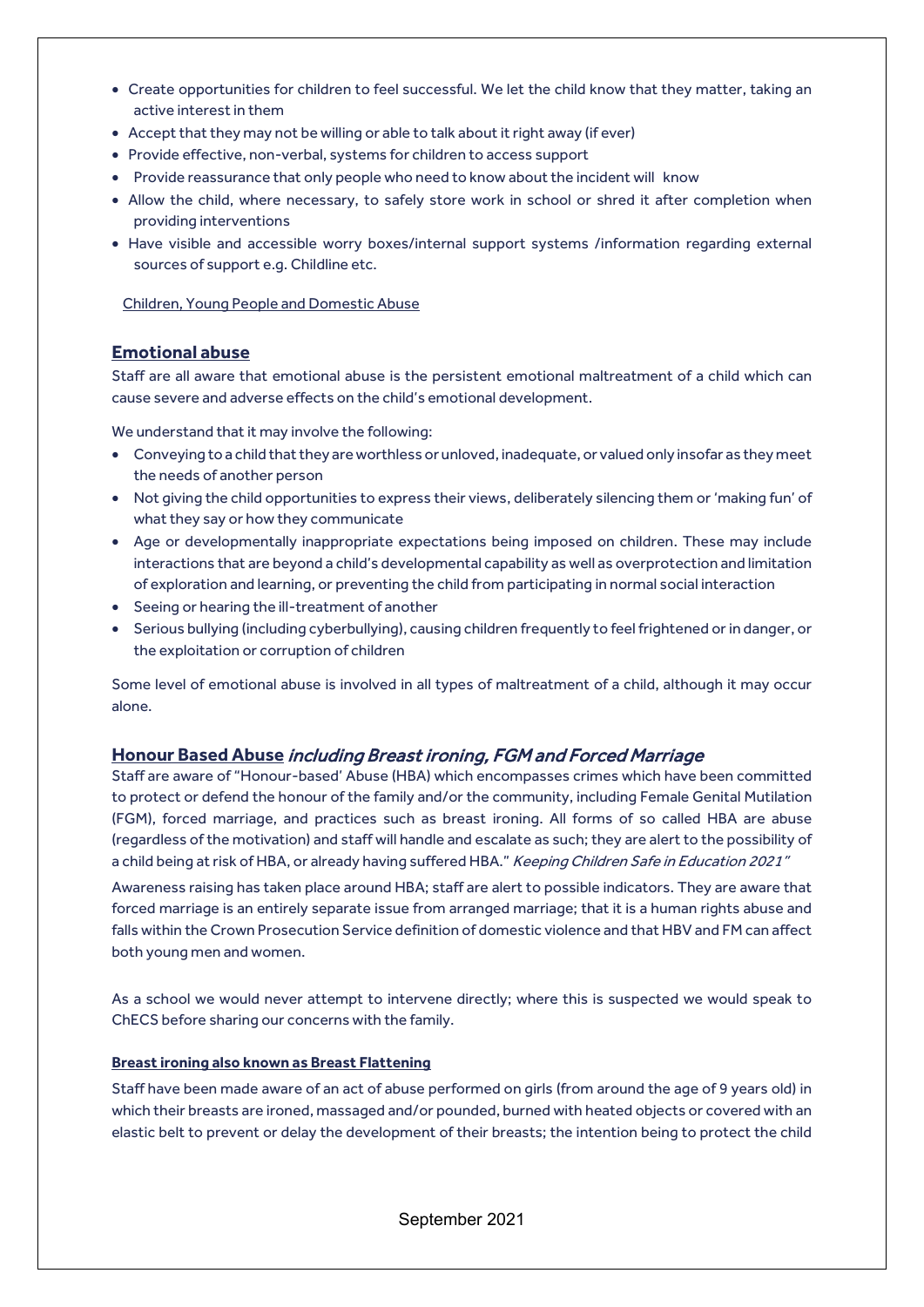- Create opportunities for children to feel successful. We let the child know that they matter, taking an active interest in them
- Accept that they may not be willing or able to talk about it right away (if ever)
- Provide effective, non-verbal, systems for children to access support
- Provide reassurance that only people who need to know about the incident will know
- Allow the child, where necessary, to safely store work in school or shred it after completion when providing interventions
- Have visible and accessible worry boxes/internal support systems /information regarding external sources of support e.g. Childline etc.

Children, Young People and Domestic Abuse

## Emotional abuse

Staff are all aware that emotional abuse is the persistent emotional maltreatment of a child which can cause severe and adverse effects on the child's emotional development.

We understand that it may involve the following:

- Conveying to a child that they are worthless or unloved, inadequate, or valued only insofar as they meet the needs of another person
- Not giving the child opportunities to express their views, deliberately silencing them or 'making fun' of what they say or how they communicate
- Age or developmentally inappropriate expectations being imposed on children. These may include interactions that are beyond a child's developmental capability as well as overprotection and limitation of exploration and learning, or preventing the child from participating in normal social interaction
- Seeing or hearing the ill-treatment of another
- Serious bullying (including cyberbullying), causing children frequently to feel frightened or in danger, or the exploitation or corruption of children

Some level of emotional abuse is involved in all types of maltreatment of a child, although it may occur alone.

## Honour Based Abuse *including Breast ironing, FGM and Forced Marriage*

Staff are aware of "Honour-based' Abuse (HBA) which encompasses crimes which have been committed to protect or defend the honour of the family and/or the community, including Female Genital Mutilation (FGM), forced marriage, and practices such as breast ironing. All forms of so called HBA are abuse (regardless of the motivation) and staff will handle and escalate as such; they are alert to the possibility of a child being at risk of HBA, or already having suffered HBA." *Keeping Children Safe in Education 2021"*

Awareness raising has taken place around HBA; staff are alert to possible indicators. They are aware that forced marriage is an entirely separate issue from arranged marriage; that it is a human rights abuse and falls within the Crown Prosecution Service definition of domestic violence and that HBV and FM can affect both young men and women.

As a school we would never attempt to intervene directly; where this is suspected we would speak to ChECS before sharing our concerns with the family.

#### Breast ironing also known as Breast Flattening

Staff have been made aware of an act of abuse performed on girls (from around the age of 9 years old) in which their breasts are ironed, massaged and/or pounded, burned with heated objects or covered with an elastic belt to prevent or delay the development of their breasts; the intention being to protect the child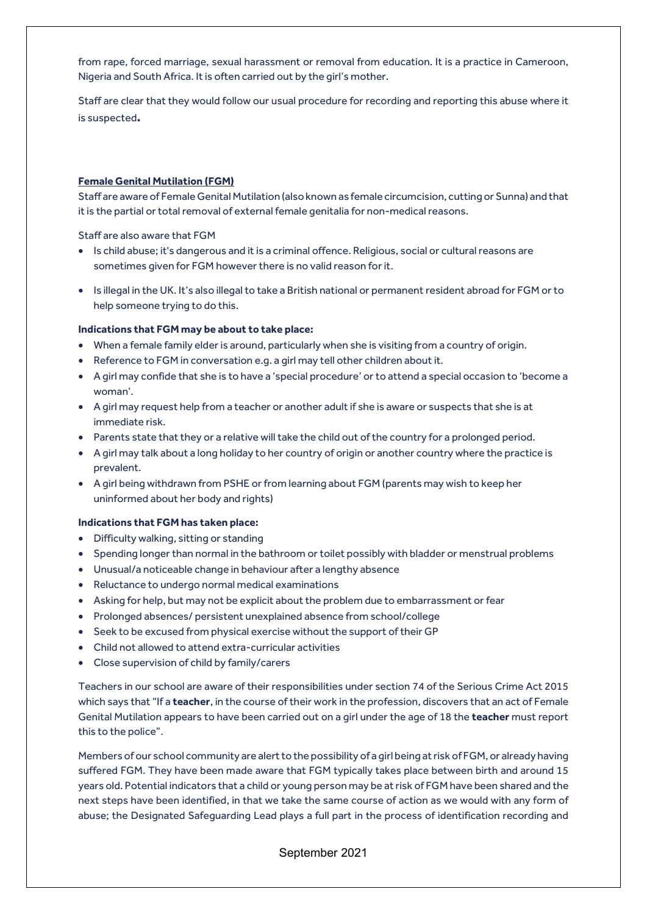from rape, forced marriage, sexual harassment or removal from education. It is a practice in Cameroon, Nigeria and South Africa. It is often carried out by the girl's mother.

Staff are clear that they would follow our usual procedure for recording and reporting this abuse where it is suspected**.**

**Female Genital Mutilation (FGM)**

Staff are aware of Female Genital Mutilation (also known as female circumcision, cutting or Sunna) and that it is the partial or total removal of external female genitalia for non-medical reasons.

Staff are also aware that FGM

- Is child abuse; it's dangerous and it is a criminal offence. Religious, social or cultural reasons are sometimes given for FGM however there is no valid reason for it.
- Is illegal in the UK. It's also illegal to take a British national or permanent resident abroad for FGM or to help someone trying to do this.

**Indications that FGM may be about to take place:**

- When a female family elder is around, particularly when she is visiting from a country of origin.
- Reference to FGM in conversation e.g. a girl may tell other children about it.
- A girl may confide that she is to have a 'special procedure' or to attend a special occasion to 'become a woman'.
- A girl may request help from a teacher or another adult if she is aware or suspects that she is at immediate risk.
- Parents state that they or a relative will take the child out of the country for a prolonged period.
- A girl may talk about a long holiday to her country of origin or another country where the practice is prevalent.
- A girl being withdrawn from PSHE or from learning about FGM (parents may wish to keep her uninformed about her body and rights)

**Indications that FGM has taken place:**

- Difficulty walking, sitting or standing
- Spending longer than normal in the bathroom or toilet possibly with bladder or menstrual problems
- Unusual/a noticeable change in behaviour after a lengthy absence
- Reluctance to undergo normal medical examinations
- Asking for help, but may not be explicit about the problem due to embarrassment or fear
- Prolonged absences/ persistent unexplained absence from school/college
- Seek to be excused from physical exercise without the support of their GP
- Child not allowed to attend extra-curricular activities
- Close supervision of child by family/carers

Teachers in our school are aware of their responsibilities under section 74 of the Serious Crime Act 2015 which says that "If a **teacher**, in the course of their work in the profession, discovers that an act of Female Genital Mutilation appears to have been carried out on a girl under the age of 18 the **teacher** must report this to the police".

Members of our school community are alert to the possibility of a girl being at risk of FGM, or already having suffered FGM. They have been made aware that FGM typically takes place between birth and around 15 years old. Potential indicators that a child or young person may be at risk of FGM have been shared and the next steps have been identified, in that we take the same course of action as we would with any form of abuse; the Designated Safeguarding Lead plays a full part in the process of identification recording and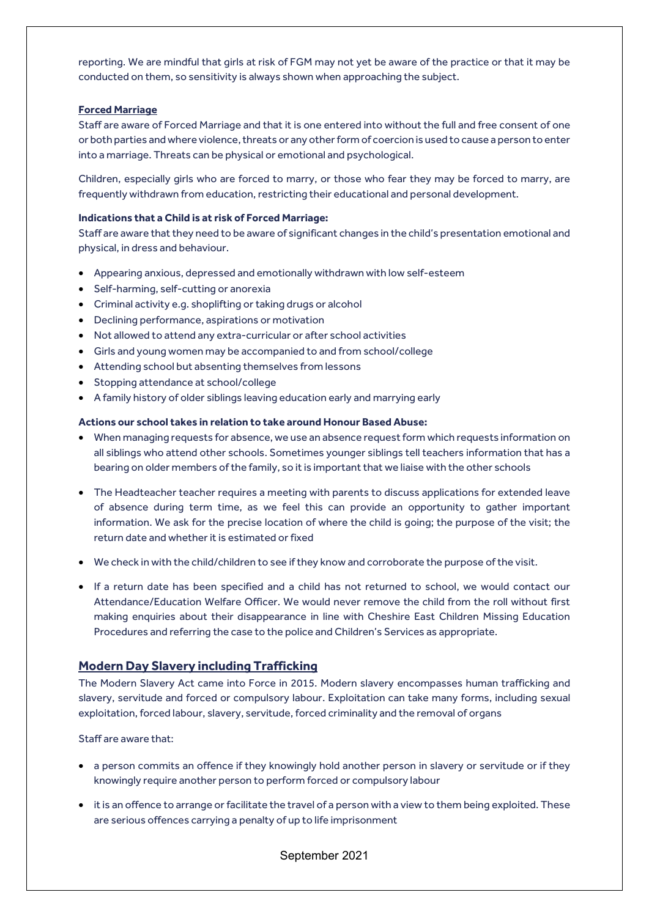reporting. We are mindful that girls at risk of FGM may not yet be aware of the practice or that it may be conducted on them, so sensitivity is always shown when approaching the subject.

**Forced Marriage**

Staff are aware of Forced Marriage and that it is one entered into without the full and free consent of one or both parties and where violence, threats or any other form of coercion is used to cause a person to enter into a marriage. Threats can be physical or emotional and psychological.

Children, especially girls who are forced to marry, or those who fear they may be forced to marry, are frequently withdrawn from education, restricting their educational and personal development.

**Indications that a Child is at risk of Forced Marriage:**

Staff are aware that they need to be aware of significant changes in the child's presentation emotional and physical, in dress and behaviour.

- Appearing anxious, depressed and emotionally withdrawn with low self-esteem
- Self-harming, self-cutting or anorexia
- Criminal activity e.g. shoplifting or taking drugs or alcohol
- Declining performance, aspirations or motivation
- Not allowed to attend any extra-curricular or after school activities
- Girls and young women may be accompanied to and from school/college
- Attending school but absenting themselves from lessons
- Stopping attendance at school/college
- A family history of older siblings leaving education early and marrying early

**Actions our school takes in relation to take around Honour Based Abuse:**

- When managing requests for absence, we use an absence request form which requests information on all siblings who attend other schools. Sometimes younger siblings tell teachers information that has a bearing on older members of the family, so it is important that we liaise with the other schools
- The Headteacher teacher requires a meeting with parents to discuss applications for extended leave of absence during term time, as we feel this can provide an opportunity to gather important information. We ask for the precise location of where the child is going; the purpose of the visit; the return date and whether it is estimated or fixed
- We check in with the child/children to see if they know and corroborate the purpose of the visit.
- If a return date has been specified and a child has not returned to school, we would contact our Attendance/Education Welfare Officer. We would never remove the child from the roll without first making enquiries about their disappearance in line with Cheshire East Children Missing Education Procedures and referring the case to the police and Children's Services as appropriate.

## Modern Day Slavery including Trafficking

The Modern Slavery Act came into Force in 2015. Modern slavery encompasses human trafficking and slavery, servitude and forced or compulsory labour. Exploitation can take many forms, including sexual exploitation, forced labour, slavery, servitude, forced criminality and the removal of organs

Staff are aware that:

- a person commits an offence if they knowingly hold another person in slavery or servitude or if they knowingly require another person to perform forced or compulsory labour
- it is an offence to arrange or facilitate the travel of a person with a view to them being exploited. These are serious offences carrying a penalty of up to life imprisonment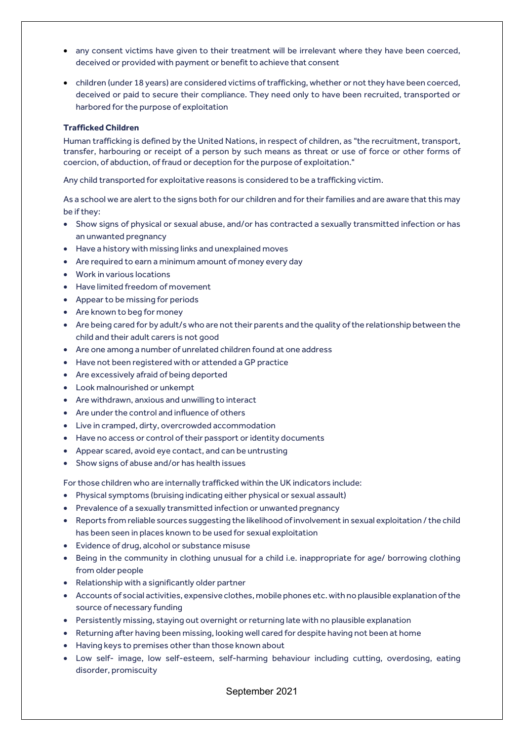- any consent victims have given to their treatment will be irrelevant where they have been coerced, deceived or provided with payment or benefit to achieve that consent
- children (under 18 years) are considered victims of trafficking, whether or not they have been coerced, deceived or paid to secure their compliance. They need only to have been recruited, transported or harbored for the purpose of exploitation

**Trafficked Children**

Human trafficking is defined by the United Nations, in respect of children, as "the recruitment, transport, transfer, harbouring or receipt of a person by such means as threat or use of force or other forms of coercion, of abduction, of fraud or deception for the purpose of exploitation."

Any child transported for exploitative reasons is considered to be a trafficking victim.

As a school we are alert to the signs both for our children and for their families and are aware that this may be if they:

- Show signs of physical or sexual abuse, and/or has contracted a sexually transmitted infection or has an unwanted pregnancy
- Have a history with missing links and unexplained moves
- Are required to earn a minimum amount of money every day
- Work in various locations
- Have limited freedom of movement
- Appear to be missing for periods
- Are known to beg for money
- Are being cared for by adult/s who are not their parents and the quality of the relationship between the child and their adult carers is not good
- Are one among a number of unrelated children found at one address
- Have not been registered with or attended a GP practice
- Are excessively afraid of being deported
- Look malnourished or unkempt
- Are withdrawn, anxious and unwilling to interact
- Are under the control and influence of others
- Live in cramped, dirty, overcrowded accommodation
- Have no access or control of their passport or identity documents
- Appear scared, avoid eye contact, and can be untrusting
- Show signs of abuse and/or has health issues

For those children who are internally trafficked within the UK indicators include:

- Physical symptoms (bruising indicating either physical or sexual assault)
- Prevalence of a sexually transmitted infection or unwanted pregnancy
- Reports from reliable sources suggesting the likelihood of involvement in sexual exploitation / the child has been seen in places known to be used for sexual exploitation
- Evidence of drug, alcohol or substance misuse
- Being in the community in clothing unusual for a child i.e. inappropriate for age/ borrowing clothing from older people
- Relationship with a significantly older partner
- Accounts of social activities, expensive clothes, mobile phones etc. with no plausible explanation of the source of necessary funding
- Persistently missing, staying out overnight or returning late with no plausible explanation
- Returning after having been missing, looking well cared for despite having not been at home
- Having keys to premises other than those known about
- Low self- image, low self-esteem, self-harming behaviour including cutting, overdosing, eating disorder, promiscuity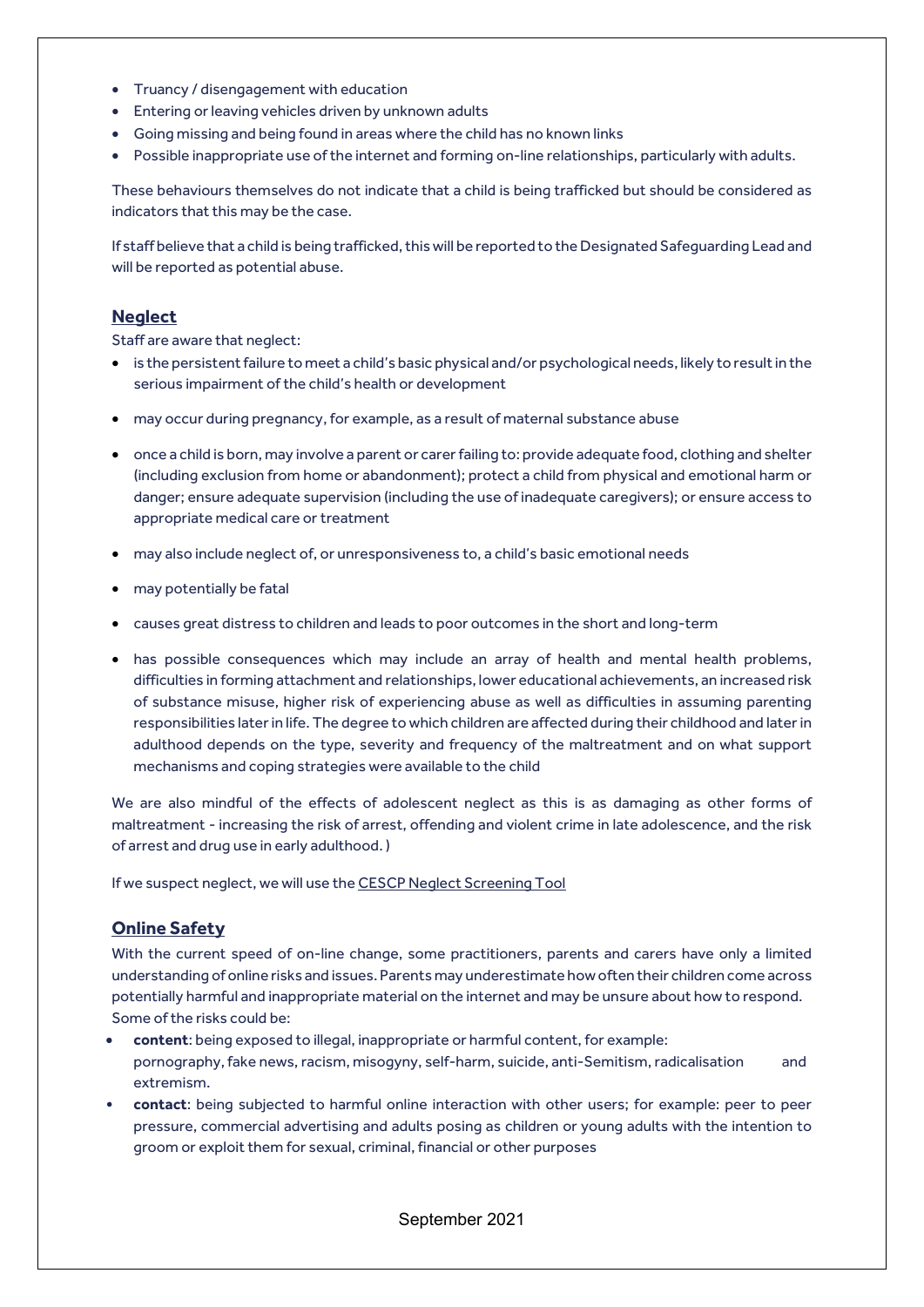- Truancy / disengagement with education
- Entering or leaving vehicles driven by unknown adults
- Going missing and being found in areas where the child has no known links
- Possible inappropriate use of the internet and forming on-line relationships, particularly with adults.

These behaviours themselves do not indicate that a child is being trafficked but should be considered as indicators that this may be the case.

If staff believe that a child is being trafficked, this will be reported to the Designated Safeguarding Lead and will be reported as potential abuse.

## Neglect

Staff are aware that neglect:

- is the persistent failure to meet a child's basic physical and/or psychological needs, likely to result in the serious impairment of the child's health or development
- may occur during pregnancy, for example, as a result of maternal substance abuse
- once a child is born, may involve a parent or carer failing to: provide adequate food, clothing and shelter (including exclusion from home or abandonment); protect a child from physical and emotional harm or danger; ensure adequate supervision (including the use of inadequate caregivers); or ensure access to appropriate medical care or treatment
- may also include neglect of, or unresponsiveness to, a child's basic emotional needs
- may potentially be fatal
- causes great distress to children and leads to poor outcomes in the short and long-term
- has possible consequences which may include an array of health and mental health problems, difficulties in forming attachment and relationships, lower educational achievements, an increased risk of substance misuse, higher risk of experiencing abuse as well as difficulties in assuming parenting responsibilities later in life. The degree to which children are affected during their childhood and later in adulthood depends on the type, severity and frequency of the maltreatment and on what support mechanisms and coping strategies were available to the child

We are also mindful of the effects of adolescent neglect as this is as damaging as other forms of maltreatment - increasing the risk of arrest, offending and violent crime in late adolescence, and the risk of arrest and drug use in early adulthood. )

If we suspect neglect, we will use the CESCP Neglect Screening Tool

## Online Safety

With the current speed of on-line change, some practitioners, parents and carers have only a limited understanding of online risks and issues. Parents may underestimate how often their children come across potentially harmful and inappropriate material on the internet and may be unsure about how to respond. Some of the risks could be:

- **content**: being exposed to illegal, inappropriate or harmful content, for example: pornography, fake news, racism, misogyny, self-harm, suicide, anti-Semitism, radicalisation and extremism.
- **contact**: being subjected to harmful online interaction with other users; for example: peer to peer pressure, commercial advertising and adults posing as children or young adults with the intention to groom or exploit them for sexual, criminal, financial or other purposes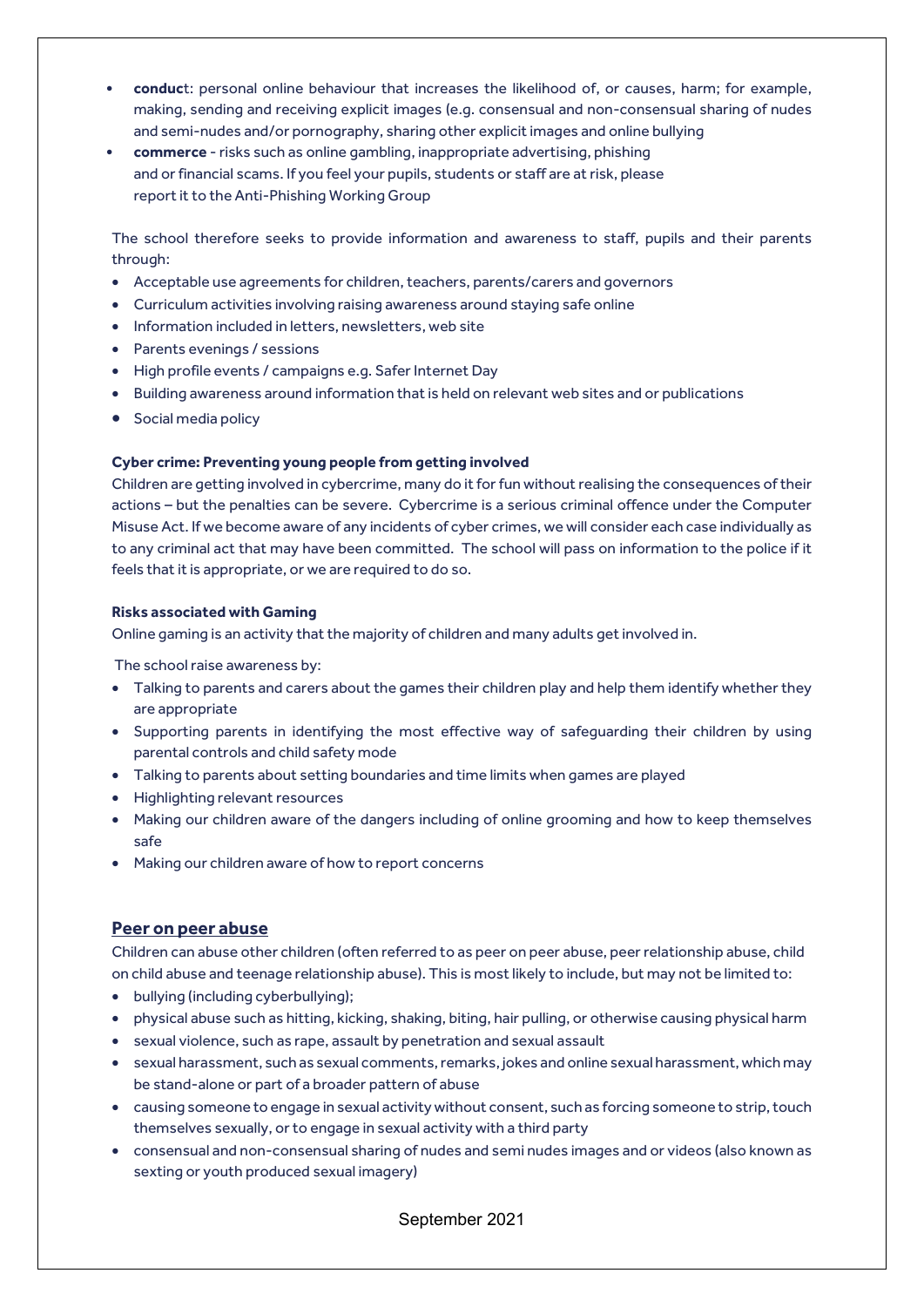- **conduct**: personal online behaviour that increases the likelihood of, or causes, harm; for example, making, sending and receiving explicit images (e.g. consensual and non-consensual sharing of nudes and semi-nudes and/or pornography, sharing other explicit images and online bullying
- **commerce** - risks such as online gambling, inappropriate advertising, phishing and or financial scams. If you feel your pupils, students or staff are at risk, please report it to the Anti-Phishing Working Group

The school therefore seeks to provide information and awareness to staff, pupils and their parents through:

- Acceptable use agreements for children, teachers, parents/carers and governors
- Curriculum activities involving raising awareness around staying safe online
- Information included in letters, newsletters, web site
- Parents evenings / sessions
- High profile events / campaigns e.g. Safer Internet Day
- Building awareness around information that is held on relevant web sites and or publications
- Social media policy

**Cyber crime: Preventing young people from getting involved**

Children are getting involved in cybercrime, many do it for fun without realising the consequences of their actions – but the penalties can be severe. Cybercrime is a serious criminal offence under the Computer Misuse Act. If we become aware of any incidents of cyber crimes, we will consider each case individually as to any criminal act that may have been committed. The school will pass on information to the police if it feels that it is appropriate, or we are required to do so.

**Risks associated with Gaming**

Online gaming is an activity that the majority of children and many adults get involved in.

The school raise awareness by:

- Talking to parents and carers about the games their children play and help them identify whether they are appropriate
- Supporting parents in identifying the most effective way of safeguarding their children by using parental controls and child safety mode
- Talking to parents about setting boundaries and time limits when games are played
- Highlighting relevant resources
- Making our children aware of the dangers including of online grooming and how to keep themselves safe
- Making our children aware of how to report concerns

## Peer on peer abuse

Children can abuse other children (often referred to as peer on peer abuse, peer relationship abuse, child on child abuse and teenage relationship abuse). This is most likely to include, but may not be limited to:

- bullying (including cyberbullying);
- physical abuse such as hitting, kicking, shaking, biting, hair pulling, or otherwise causing physical harm
- sexual violence, such as rape, assault by penetration and sexual assault
- sexual harassment, such as sexual comments, remarks, jokes and online sexual harassment, which may be stand-alone or part of a broader pattern of abuse
- causing someone to engage in sexual activity without consent, such as forcing someone to strip, touch themselves sexually, or to engage in sexual activity with a third party
- consensual and non-consensual sharing of nudes and semi nudes images and or videos (also known as sexting or youth produced sexual imagery)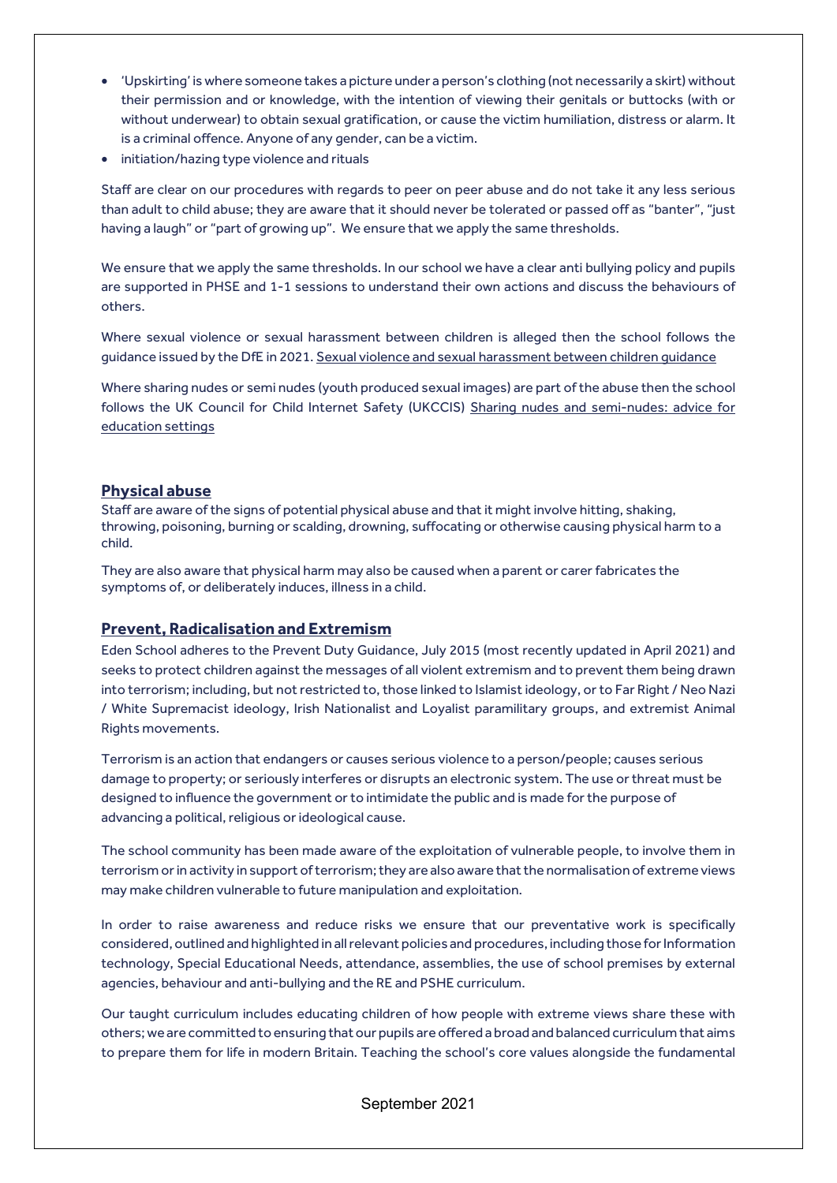- 'Upskirting' is where someone takes a picture under a person's clothing (not necessarily a skirt) without their permission and or knowledge, with the intention of viewing their genitals or buttocks (with or without underwear) to obtain sexual gratification, or cause the victim humiliation, distress or alarm. It is a criminal offence. Anyone of any gender, can be a victim.
- initiation/hazing type violence and rituals

Staff are clear on our procedures with regards to peer on peer abuse and do not take it any less serious than adult to child abuse; they are aware that it should never be tolerated or passed off as "banter", "just having a laugh" or "part of growing up". We ensure that we apply the same thresholds.

We ensure that we apply the same thresholds. In our school we have a clear anti bullying policy and pupils are supported in PHSE and 1-1 sessions to understand their own actions and discuss the behaviours of others.

Where sexual violence or sexual harassment between children is alleged then the school follows the guidance issued by the DfE in 2021. Sexual violence and sexual harassment between children guidance

Where sharing nudes or semi nudes (youth produced sexual images) are part of the abuse then the school follows the UK Council for Child Internet Safety (UKCCIS) Sharing nudes and semi-nudes: advice for education settings

## Physical abuse

Staff are aware of the signs of potential physical abuse and that it might involve hitting, shaking, throwing, poisoning, burning or scalding, drowning, suffocating or otherwise causing physical harm to a child.

They are also aware that physical harm may also be caused when a parent or carer fabricates the symptoms of, or deliberately induces, illness in a child.

## Prevent, Radicalisation and Extremism

Eden School adheres to the Prevent Duty Guidance, July 2015 (most recently updated in April 2021) and seeks to protect children against the messages of all violent extremism and to prevent them being drawn into terrorism; including, but not restricted to, those linked to Islamist ideology, or to Far Right / Neo Nazi / White Supremacist ideology, Irish Nationalist and Loyalist paramilitary groups, and extremist Animal Rights movements.

Terrorism is an action that endangers or causes serious violence to a person/people; causes serious damage to property; or seriously interferes or disrupts an electronic system. The use or threat must be designed to influence the government or to intimidate the public and is made for the purpose of advancing a political, religious or ideological cause.

The school community has been made aware of the exploitation of vulnerable people, to involve them in terrorism or in activity in support of terrorism; they are also aware that the normalisation of extreme views may make children vulnerable to future manipulation and exploitation.

In order to raise awareness and reduce risks we ensure that our preventative work is specifically considered, outlined and highlighted in all relevant policies and procedures, including those for Information technology, Special Educational Needs, attendance, assemblies, the use of school premises by external agencies, behaviour and anti-bullying and the RE and PSHE curriculum.

Our taught curriculum includes educating children of how people with extreme views share these with others; we are committed to ensuring that our pupils are offered a broad and balanced curriculum that aims to prepare them for life in modern Britain. Teaching the school's core values alongside the fundamental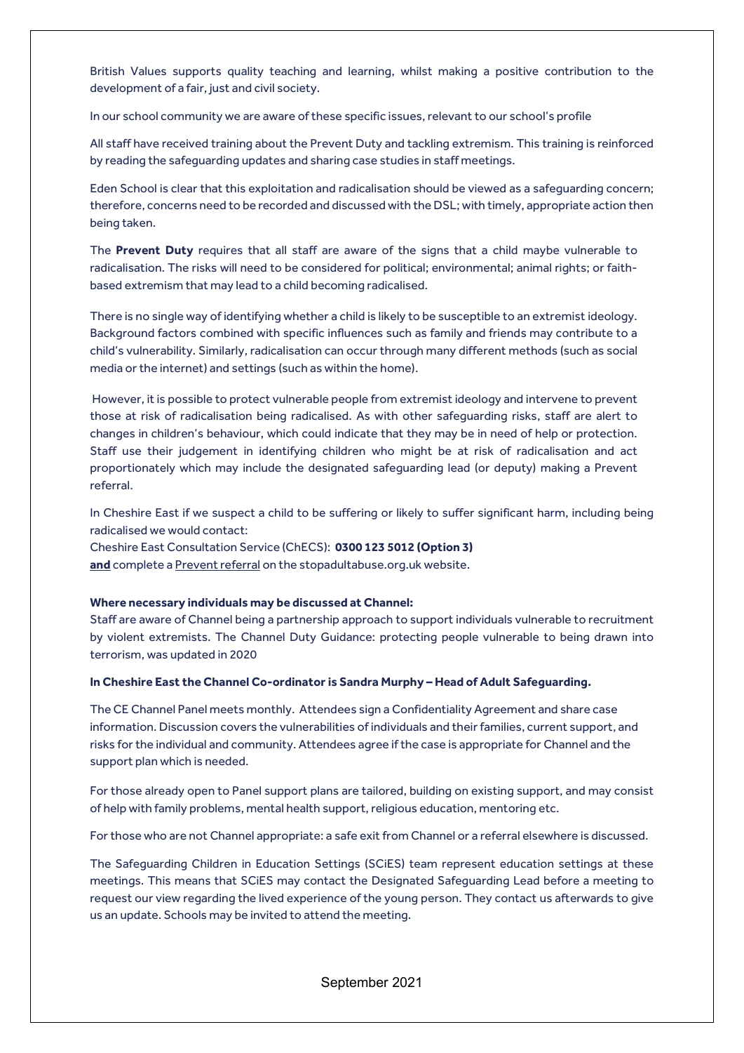British Values supports quality teaching and learning, whilst making a positive contribution to the development of a fair, just and civil society.

In our school community we are aware of these specific issues, relevant to our school's profile

All staff have received training about the Prevent Duty and tackling extremism. This training is reinforced by reading the safeguarding updates and sharing case studies in staff meetings.

Eden School is clear that this exploitation and radicalisation should be viewed as a safeguarding concern; therefore, concerns need to be recorded and discussed with the DSL; with timely, appropriate action then being taken.

The **Prevent Duty** requires that all staff are aware of the signs that a child maybe vulnerable to radicalisation. The risks will need to be considered for political; environmental; animal rights; or faith-based extremism that may lead to a child becoming radicalised.

There is no single way of identifying whether a child is likely to be susceptible to an extremist ideology. Background factors combined with specific influences such as family and friends may contribute to a child's vulnerability. Similarly, radicalisation can occur through many different methods (such as social media or the internet) and settings (such as within the home).

However, it is possible to protect vulnerable people from extremist ideology and intervene to prevent those at risk of radicalisation being radicalised. As with other safeguarding risks, staff are alert to changes in children's behaviour, which could indicate that they may be in need of help or protection. Staff use their judgement in identifying children who might be at risk of radicalisation and act proportionately which may include the designated safeguarding lead (or deputy) making a Prevent referral.

In Cheshire East if we suspect a child to be suffering or likely to suffer significant harm, including being radicalised we would contact:
Cheshire East Consultation Service (ChECS): **0300 123 5012 (Option 3)**
**and** complete a Prevent referral on the stopadultabuse.org.uk website.

**Where necessary individuals may be discussed at Channel:**
Staff are aware of Channel being a partnership approach to support individuals vulnerable to recruitment by violent extremists. The Channel Duty Guidance: protecting people vulnerable to being drawn into terrorism, was updated in 2020

**In Cheshire East the Channel Co-ordinator is Sandra Murphy – Head of Adult Safeguarding.**

The CE Channel Panel meets monthly. Attendees sign a Confidentiality Agreement and share case information. Discussion covers the vulnerabilities of individuals and their families, current support, and risks for the individual and community. Attendees agree if the case is appropriate for Channel and the support plan which is needed.

For those already open to Panel support plans are tailored, building on existing support, and may consist of help with family problems, mental health support, religious education, mentoring etc.

For those who are not Channel appropriate: a safe exit from Channel or a referral elsewhere is discussed.

The Safeguarding Children in Education Settings (SCiES) team represent education settings at these meetings. This means that SCiES may contact the Designated Safeguarding Lead before a meeting to request our view regarding the lived experience of the young person. They contact us afterwards to give us an update. Schools may be invited to attend the meeting.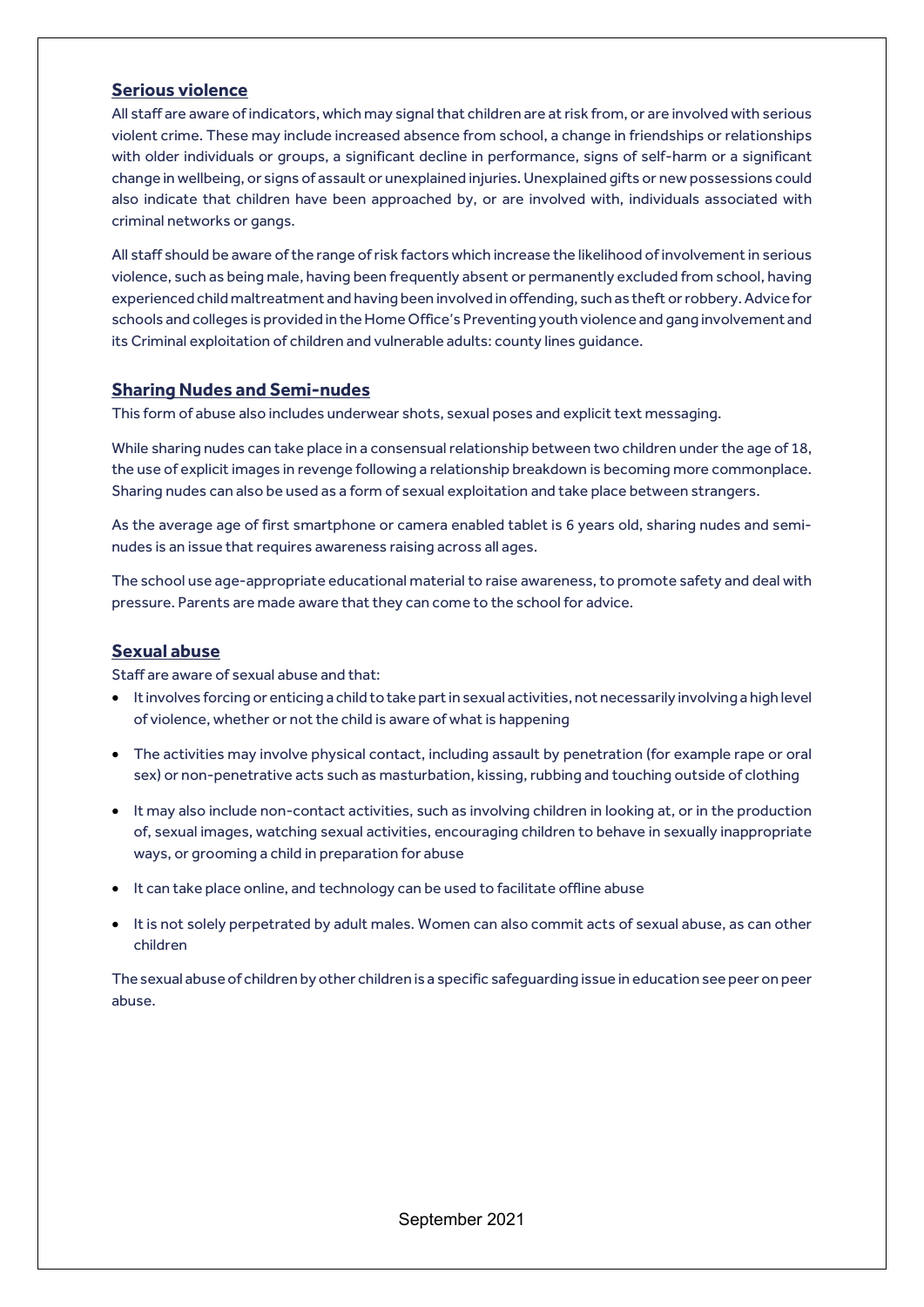## Serious violence

All staff are aware of indicators, which may signal that children are at risk from, or are involved with serious violent crime. These may include increased absence from school, a change in friendships or relationships with older individuals or groups, a significant decline in performance, signs of self-harm or a significant change in wellbeing, or signs of assault or unexplained injuries. Unexplained gifts or new possessions could also indicate that children have been approached by, or are involved with, individuals associated with criminal networks or gangs.

All staff should be aware of the range of risk factors which increase the likelihood of involvement in serious violence, such as being male, having been frequently absent or permanently excluded from school, having experienced child maltreatment and having been involved in offending, such as theft or robbery. Advice for schools and colleges is provided in the Home Office's Preventing youth violence and gang involvement and its Criminal exploitation of children and vulnerable adults: county lines guidance.

## Sharing Nudes and Semi-nudes

This form of abuse also includes underwear shots, sexual poses and explicit text messaging.

While sharing nudes can take place in a consensual relationship between two children under the age of 18, the use of explicit images in revenge following a relationship breakdown is becoming more commonplace. Sharing nudes can also be used as a form of sexual exploitation and take place between strangers.

As the average age of first smartphone or camera enabled tablet is 6 years old, sharing nudes and semi-nudes is an issue that requires awareness raising across all ages.

The school use age-appropriate educational material to raise awareness, to promote safety and deal with pressure. Parents are made aware that they can come to the school for advice.

## Sexual abuse

Staff are aware of sexual abuse and that:

- It involves forcing or enticing a child to take part in sexual activities, not necessarily involving a high level of violence, whether or not the child is aware of what is happening
- The activities may involve physical contact, including assault by penetration (for example rape or oral sex) or non-penetrative acts such as masturbation, kissing, rubbing and touching outside of clothing
- It may also include non-contact activities, such as involving children in looking at, or in the production of, sexual images, watching sexual activities, encouraging children to behave in sexually inappropriate ways, or grooming a child in preparation for abuse
- It can take place online, and technology can be used to facilitate offline abuse
- It is not solely perpetrated by adult males. Women can also commit acts of sexual abuse, as can other children

The sexual abuse of children by other children is a specific safeguarding issue in education see peer on peer abuse.